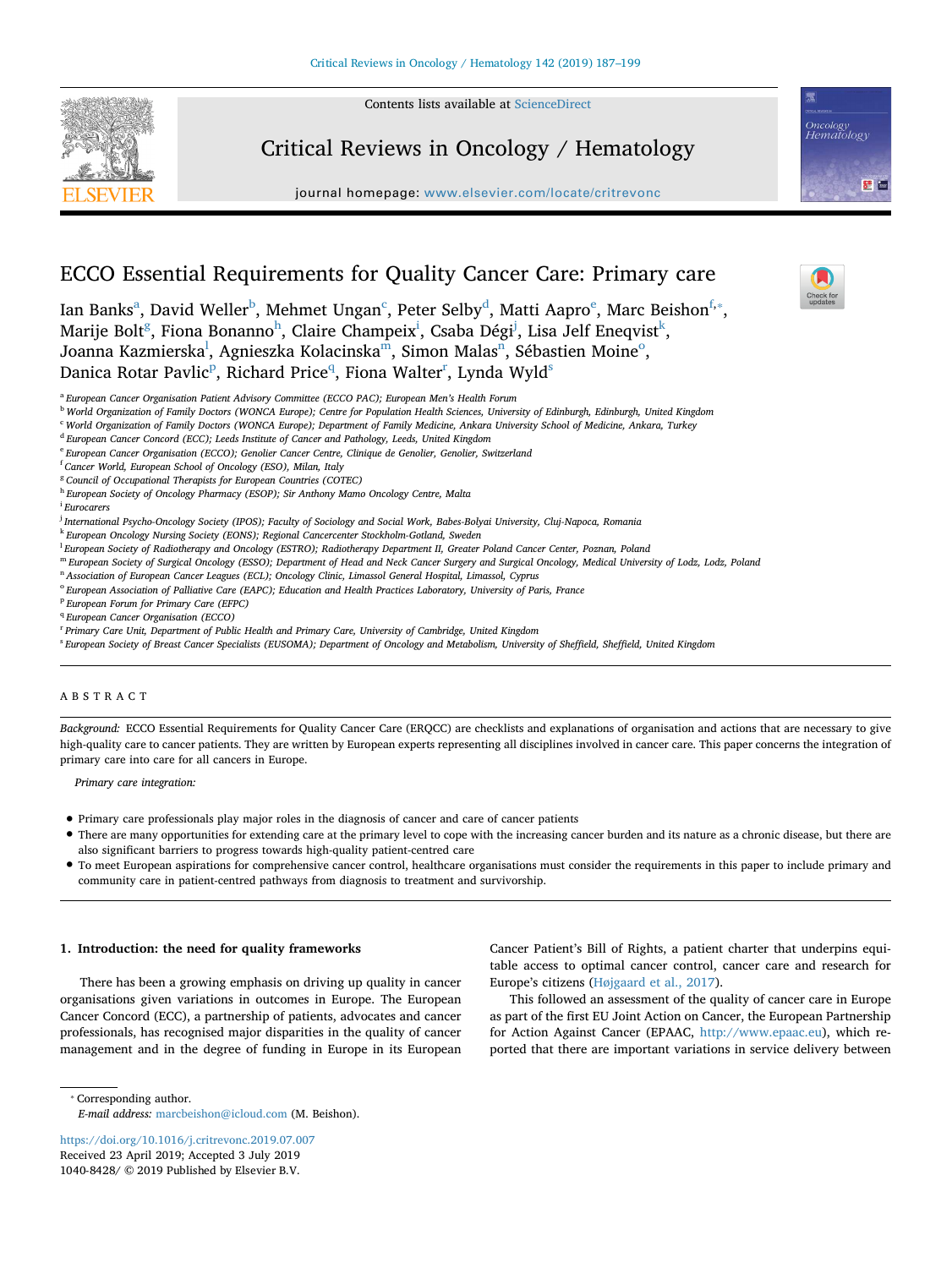Contents lists available at [ScienceDirect](http://www.sciencedirect.com/science/journal/10408428)



Critical Reviews in Oncology / Hematology

journal homepage: [www.elsevier.com/locate/critrevonc](https://www.elsevier.com/locate/critrevonc)



 $\sum_{\text{the}}$ 

# ECCO Essential Requirements for Quality Cancer Care: Primary care

I[a](#page-0-0)n Banks<sup>a</sup>, David Weller<sup>[b](#page-0-1)</sup>, Mehmet Ungan<sup>[c](#page-0-2)</sup>, Peter Selby<sup>[d](#page-0-3)</sup>, Matti Aapro<sup>[e](#page-0-4)</sup>, Marc Beishon<sup>[f](#page-0-5),</sup>\*, Marije Bolt<sup>[g](#page-0-7)</sup>, Fiona Bonanno<sup>[h](#page-0-8)</sup>, Claire Champeix<sup>i</sup>, Csaba Dégi<sup>[j](#page-0-10)</sup>, Lisa Jelf Eneqvist<sup>k</sup>, Joa[n](#page-0-14)na Kazmierska $^{\rm l}$ , Agnieszka K[o](#page-0-15)lacinska $^{\rm m}$ , Simon M[al](#page-0-12)as $^{\rm n}$ , Sébastien Moine $^{\rm o}$ , Danica Rotar Pavlic<su[p](#page-0-16)>p</sup>, Richa[r](#page-0-18)d Price<sup>q</sup>, Fiona Walter<sup>r</sup>, Lynda Wyld<sup>s</sup>

<span id="page-0-0"></span><sup>a</sup> *European Cancer Organisation Patient Advisory Committee (ECCO PAC); European Men's Health Forum*

<span id="page-0-1"></span><sup>b</sup> *World Organization of Family Doctors (WONCA Europe); Centre for Population Health Sciences, University of Edinburgh, Edinburgh, United Kingdom*

<span id="page-0-2"></span><sup>c</sup> *World Organization of Family Doctors (WONCA Europe); Department of Family Medicine, Ankara University School of Medicine, Ankara, Turkey*

<span id="page-0-3"></span><sup>d</sup> *European Cancer Concord (ECC); Leeds Institute of Cancer and Pathology, Leeds, United Kingdom*

<span id="page-0-4"></span><sup>e</sup> *European Cancer Organisation (ECCO); Genolier Cancer Centre, Clinique de Genolier, Genolier, Switzerland*

<span id="page-0-5"></span>f *Cancer World, European School of Oncology (ESO), Milan, Italy*

<span id="page-0-7"></span><sup>g</sup> *Council of Occupational Therapists for European Countries (COTEC)*

<span id="page-0-8"></span><sup>h</sup> *European Society of Oncology Pharmacy (ESOP); Sir Anthony Mamo Oncology Centre, Malta*

<span id="page-0-9"></span>i *Eurocarers*

- <span id="page-0-10"></span>j *International Psycho-Oncology Society (IPOS); Faculty of Sociology and Social Work, Babes-Bolyai University, Cluj-Napoca, Romania*
- <span id="page-0-11"></span><sup>k</sup> *European Oncology Nursing Society (EONS); Regional Cancercenter Stockholm-Gotland, Sweden*
- <span id="page-0-12"></span>l *European Society of Radiotherapy and Oncology (ESTRO); Radiotherapy Department II, Greater Poland Cancer Center, Poznan, Poland*
- <span id="page-0-13"></span><sup>m</sup> *European Society of Surgical Oncology (ESSO); Department of Head and Neck Cancer Surgery and Surgical Oncology, Medical University of Lodz, Lodz, Poland*
- <span id="page-0-14"></span><sup>n</sup> *Association of European Cancer Leagues (ECL); Oncology Clinic, Limassol General Hospital, Limassol, Cyprus*
- <span id="page-0-15"></span><sup>o</sup> *European Association of Palliative Care (EAPC); Education and Health Practices Laboratory, University of Paris, France*
- <span id="page-0-16"></span><sup>p</sup> *European Forum for Primary Care (EFPC)*
- <span id="page-0-17"></span><sup>q</sup> *European Cancer Organisation (ECCO)*
- <span id="page-0-18"></span>r *Primary Care Unit, Department of Public Health and Primary Care, University of Cambridge, United Kingdom*
- <span id="page-0-19"></span>s *European Society of Breast Cancer Specialists (EUSOMA); Department of Oncology and Metabolism, University of Sheffield, Sheffield, United Kingdom*

## ABSTRACT

*Background:* ECCO Essential Requirements for Quality Cancer Care (ERQCC) are checklists and explanations of organisation and actions that are necessary to give high-quality care to cancer patients. They are written by European experts representing all disciplines involved in cancer care. This paper concerns the integration of primary care into care for all cancers in Europe.

*Primary care integration:*

- Primary care professionals play major roles in the diagnosis of cancer and care of cancer patients
- There are many opportunities for extending care at the primary level to cope with the increasing cancer burden and its nature as a chronic disease, but there are also significant barriers to progress towards high-quality patient-centred care
- To meet European aspirations for comprehensive cancer control, healthcare organisations must consider the requirements in this paper to include primary and community care in patient-centred pathways from diagnosis to treatment and survivorship.

#### **1. Introduction: the need for quality frameworks**

There has been a growing emphasis on driving up quality in cancer organisations given variations in outcomes in Europe. The European Cancer Concord (ECC), a partnership of patients, advocates and cancer professionals, has recognised major disparities in the quality of cancer management and in the degree of funding in Europe in its European

Cancer Patient's Bill of Rights, a patient charter that underpins equitable access to optimal cancer control, cancer care and research for Europe's citizens ([Højgaard et al., 2017](#page-10-0)).

This followed an assessment of the quality of cancer care in Europe as part of the first EU Joint Action on Cancer, the European Partnership for Action Against Cancer (EPAAC, <http://www.epaac.eu>), which reported that there are important variations in service delivery between

<span id="page-0-6"></span>⁎ Corresponding author.

<https://doi.org/10.1016/j.critrevonc.2019.07.007> Received 23 April 2019; Accepted 3 July 2019 1040-8428/ © 2019 Published by Elsevier B.V.

*E-mail address:* [marcbeishon@icloud.com](mailto:marcbeishon@icloud.com) (M. Beishon).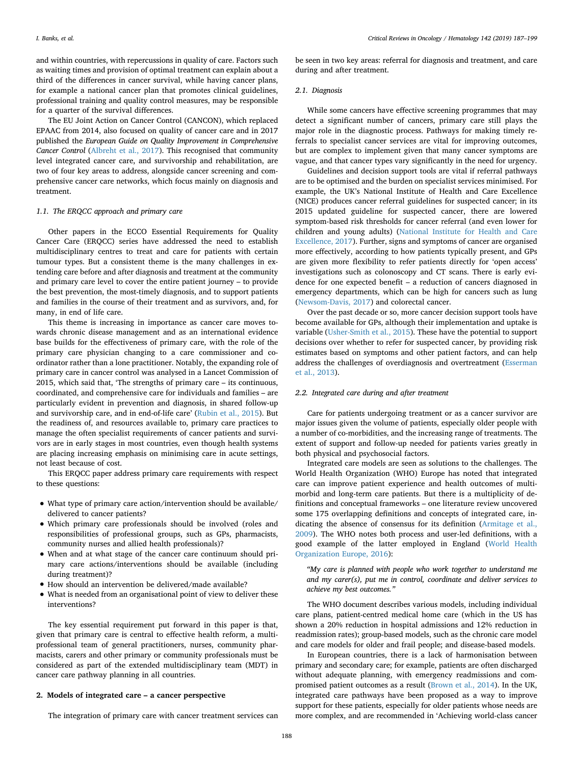and within countries, with repercussions in quality of care. Factors such as waiting times and provision of optimal treatment can explain about a third of the differences in cancer survival, while having cancer plans, for example a national cancer plan that promotes clinical guidelines, professional training and quality control measures, may be responsible for a quarter of the survival differences.

The EU Joint Action on Cancer Control (CANCON), which replaced EPAAC from 2014, also focused on quality of cancer care and in 2017 published the *European Guide on Quality Improvement in Comprehensive Cancer Control* ([Albreht et al., 2017](#page-10-1)). This recognised that community level integrated cancer care, and survivorship and rehabilitation, are two of four key areas to address, alongside cancer screening and comprehensive cancer care networks, which focus mainly on diagnosis and treatment.

## *1.1. The ERQCC approach and primary care*

Other papers in the ECCO Essential Requirements for Quality Cancer Care (ERQCC) series have addressed the need to establish multidisciplinary centres to treat and care for patients with certain tumour types. But a consistent theme is the many challenges in extending care before and after diagnosis and treatment at the community and primary care level to cover the entire patient journey – to provide the best prevention, the most-timely diagnosis, and to support patients and families in the course of their treatment and as survivors, and, for many, in end of life care.

This theme is increasing in importance as cancer care moves towards chronic disease management and as an international evidence base builds for the effectiveness of primary care, with the role of the primary care physician changing to a care commissioner and coordinator rather than a lone practitioner. Notably, the expanding role of primary care in cancer control was analysed in a Lancet Commission of 2015, which said that, 'The strengths of primary care – its continuous, coordinated, and comprehensive care for individuals and families – are particularly evident in prevention and diagnosis, in shared follow-up and survivorship care, and in end-of-life care' ([Rubin et al., 2015\)](#page-11-0). But the readiness of, and resources available to, primary care practices to manage the often specialist requirements of cancer patients and survivors are in early stages in most countries, even though health systems are placing increasing emphasis on minimising care in acute settings, not least because of cost.

This ERQCC paper address primary care requirements with respect to these questions:

- What type of primary care action/intervention should be available/ delivered to cancer patients?
- Which primary care professionals should be involved (roles and responsibilities of professional groups, such as GPs, pharmacists, community nurses and allied health professionals)?
- When and at what stage of the cancer care continuum should primary care actions/interventions should be available (including during treatment)?
- How should an intervention be delivered/made available?
- What is needed from an organisational point of view to deliver these interventions?

The key essential requirement put forward in this paper is that, given that primary care is central to effective health reform, a multiprofessional team of general practitioners, nurses, community pharmacists, carers and other primary or community professionals must be considered as part of the extended multidisciplinary team (MDT) in cancer care pathway planning in all countries.

# **2. Models of integrated care – a cancer perspective**

The integration of primary care with cancer treatment services can

be seen in two key areas: referral for diagnosis and treatment, and care during and after treatment.

# *2.1. Diagnosis*

While some cancers have effective screening programmes that may detect a significant number of cancers, primary care still plays the major role in the diagnostic process. Pathways for making timely referrals to specialist cancer services are vital for improving outcomes, but are complex to implement given that many cancer symptoms are vague, and that cancer types vary significantly in the need for urgency.

Guidelines and decision support tools are vital if referral pathways are to be optimised and the burden on specialist services minimised. For example, the UK's National Institute of Health and Care Excellence (NICE) produces cancer referral guidelines for suspected cancer; in its 2015 updated guideline for suspected cancer, there are lowered symptom-based risk thresholds for cancer referral (and even lower for children and young adults) ([National Institute for Health and Care](#page-11-1) [Excellence, 2017\)](#page-11-1). Further, signs and symptoms of cancer are organised more effectively, according to how patients typically present, and GPs are given more flexibility to refer patients directly for 'open access' investigations such as colonoscopy and CT scans. There is early evidence for one expected benefit – a reduction of cancers diagnosed in emergency departments, which can be high for cancers such as lung ([Newsom-Davis, 2017\)](#page-11-2) and colorectal cancer.

Over the past decade or so, more cancer decision support tools have become available for GPs, although their implementation and uptake is variable [\(Usher-Smith et al., 2015\)](#page-12-0). These have the potential to support decisions over whether to refer for suspected cancer, by providing risk estimates based on symptoms and other patient factors, and can help address the challenges of overdiagnosis and overtreatment [\(Esserman](#page-10-2) [et al., 2013](#page-10-2)).

#### *2.2. Integrated care during and after treatment*

Care for patients undergoing treatment or as a cancer survivor are major issues given the volume of patients, especially older people with a number of co-morbidities, and the increasing range of treatments. The extent of support and follow-up needed for patients varies greatly in both physical and psychosocial factors.

Integrated care models are seen as solutions to the challenges. The World Health Organization (WHO) Europe has noted that integrated care can improve patient experience and health outcomes of multimorbid and long-term care patients. But there is a multiplicity of definitions and conceptual frameworks – one literature review uncovered some 175 overlapping definitions and concepts of integrated care, indicating the absence of consensus for its definition [\(Armitage et al.,](#page-10-3) [2009\)](#page-10-3). The WHO notes both process and user-led definitions, with a good example of the latter employed in England ([World Health](#page-12-1) [Organization Europe, 2016\)](#page-12-1):

*"My care is planned with people who work together to understand me and my carer(s), put me in control, coordinate and deliver services to achieve my best outcomes."*

The WHO document describes various models, including individual care plans, patient-centred medical home care (which in the US has shown a 20% reduction in hospital admissions and 12% reduction in readmission rates); group-based models, such as the chronic care model and care models for older and frail people; and disease-based models.

In European countries, there is a lack of harmonisation between primary and secondary care; for example, patients are often discharged without adequate planning, with emergency readmissions and compromised patient outcomes as a result [\(Brown et al., 2014](#page-10-4)). In the UK, integrated care pathways have been proposed as a way to improve support for these patients, especially for older patients whose needs are more complex, and are recommended in 'Achieving world-class cancer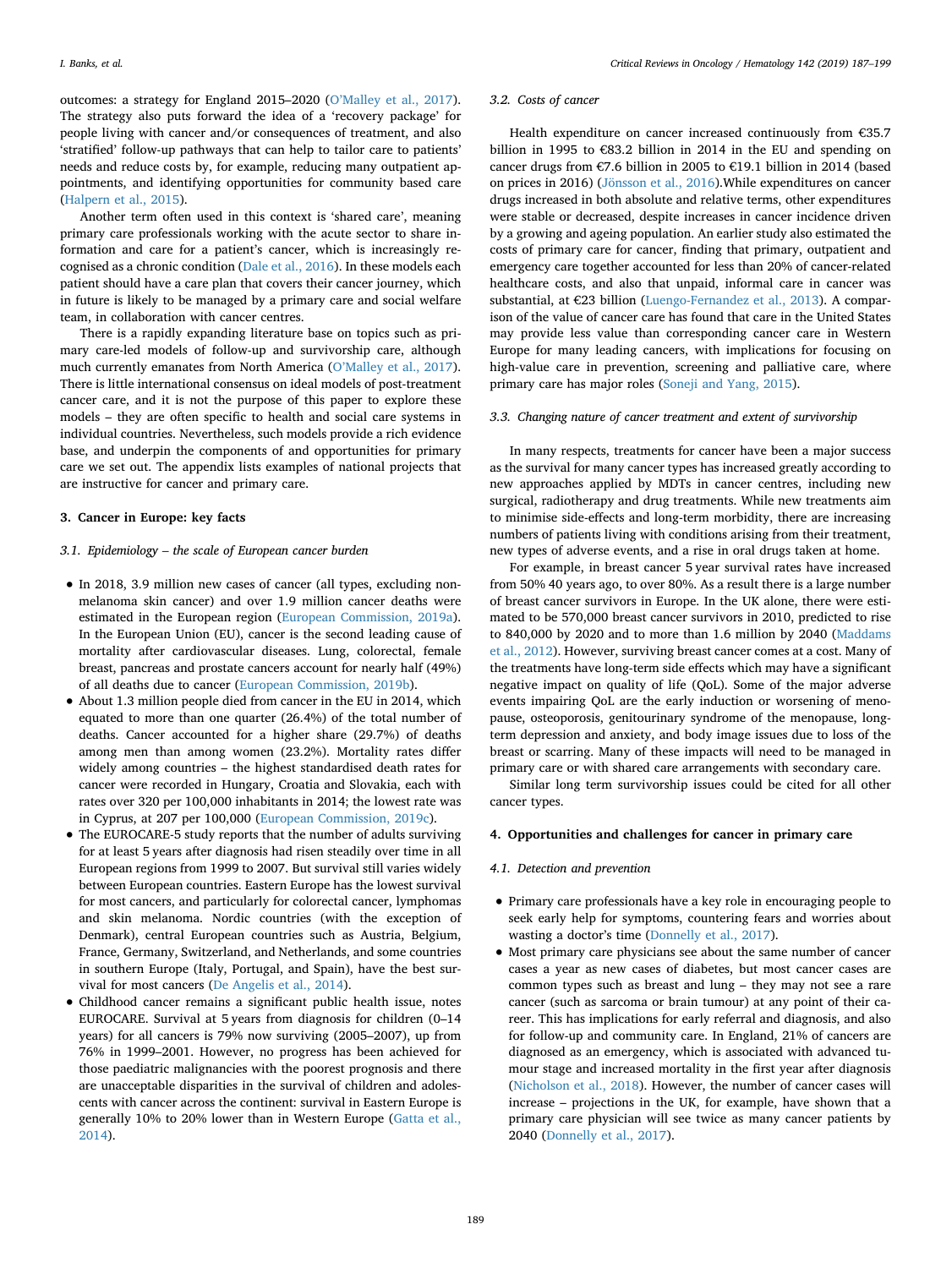outcomes: a strategy for England 2015–2020 ([O'Malley et al., 2017](#page-11-3)). The strategy also puts forward the idea of a 'recovery package' for people living with cancer and/or consequences of treatment, and also 'stratified' follow-up pathways that can help to tailor care to patients' needs and reduce costs by, for example, reducing many outpatient appointments, and identifying opportunities for community based care ([Halpern et al., 2015](#page-10-5)).

Another term often used in this context is 'shared care', meaning primary care professionals working with the acute sector to share information and care for a patient's cancer, which is increasingly recognised as a chronic condition [\(Dale et al., 2016](#page-10-6)). In these models each patient should have a care plan that covers their cancer journey, which in future is likely to be managed by a primary care and social welfare team, in collaboration with cancer centres.

There is a rapidly expanding literature base on topics such as primary care-led models of follow-up and survivorship care, although much currently emanates from North America [\(O'Malley et al., 2017](#page-11-3)). There is little international consensus on ideal models of post-treatment cancer care, and it is not the purpose of this paper to explore these models – they are often specific to health and social care systems in individual countries. Nevertheless, such models provide a rich evidence base, and underpin the components of and opportunities for primary care we set out. The appendix lists examples of national projects that are instructive for cancer and primary care.

#### **3. Cancer in Europe: key facts**

#### *3.1. Epidemiology – the scale of European cancer burden*

- In 2018, 3.9 million new cases of cancer (all types, excluding nonmelanoma skin cancer) and over 1.9 million cancer deaths were estimated in the European region [\(European Commission, 2019a](#page-10-7)). In the European Union (EU), cancer is the second leading cause of mortality after cardiovascular diseases. Lung, colorectal, female breast, pancreas and prostate cancers account for nearly half (49%) of all deaths due to cancer ([European Commission, 2019b](#page-10-8)).
- About 1.3 million people died from cancer in the EU in 2014, which equated to more than one quarter (26.4%) of the total number of deaths. Cancer accounted for a higher share (29.7%) of deaths among men than among women (23.2%). Mortality rates differ widely among countries – the highest standardised death rates for cancer were recorded in Hungary, Croatia and Slovakia, each with rates over 320 per 100,000 inhabitants in 2014; the lowest rate was in Cyprus, at 207 per 100,000 ([European Commission, 2019c\)](#page-10-9).
- The EUROCARE-5 study reports that the number of adults surviving for at least 5 years after diagnosis had risen steadily over time in all European regions from 1999 to 2007. But survival still varies widely between European countries. Eastern Europe has the lowest survival for most cancers, and particularly for colorectal cancer, lymphomas and skin melanoma. Nordic countries (with the exception of Denmark), central European countries such as Austria, Belgium, France, Germany, Switzerland, and Netherlands, and some countries in southern Europe (Italy, Portugal, and Spain), have the best survival for most cancers ([De Angelis et al., 2014\)](#page-10-10).
- Childhood cancer remains a significant public health issue, notes EUROCARE. Survival at 5 years from diagnosis for children (0–14 years) for all cancers is 79% now surviving (2005–2007), up from 76% in 1999–2001. However, no progress has been achieved for those paediatric malignancies with the poorest prognosis and there are unacceptable disparities in the survival of children and adolescents with cancer across the continent: survival in Eastern Europe is generally 10% to 20% lower than in Western Europe [\(Gatta et al.,](#page-10-11) [2014](#page-10-11)).

#### *3.2. Costs of cancer*

Health expenditure on cancer increased continuously from €35.7 billion in 1995 to €83.2 billion in 2014 in the EU and spending on cancer drugs from €7.6 billion in 2005 to €19.1 billion in 2014 (based on prices in 2016) ([Jönsson et al., 2016](#page-10-12)).While expenditures on cancer drugs increased in both absolute and relative terms, other expenditures were stable or decreased, despite increases in cancer incidence driven by a growing and ageing population. An earlier study also estimated the costs of primary care for cancer, finding that primary, outpatient and emergency care together accounted for less than 20% of cancer-related healthcare costs, and also that unpaid, informal care in cancer was substantial, at €23 billion [\(Luengo-Fernandez et al., 2013\)](#page-11-4). A comparison of the value of cancer care has found that care in the United States may provide less value than corresponding cancer care in Western Europe for many leading cancers, with implications for focusing on high-value care in prevention, screening and palliative care, where primary care has major roles [\(Soneji and Yang, 2015\)](#page-11-5).

#### *3.3. Changing nature of cancer treatment and extent of survivorship*

In many respects, treatments for cancer have been a major success as the survival for many cancer types has increased greatly according to new approaches applied by MDTs in cancer centres, including new surgical, radiotherapy and drug treatments. While new treatments aim to minimise side-effects and long-term morbidity, there are increasing numbers of patients living with conditions arising from their treatment, new types of adverse events, and a rise in oral drugs taken at home.

For example, in breast cancer 5 year survival rates have increased from 50% 40 years ago, to over 80%. As a result there is a large number of breast cancer survivors in Europe. In the UK alone, there were estimated to be 570,000 breast cancer survivors in 2010, predicted to rise to 840,000 by 2020 and to more than 1.6 million by 2040 ([Maddams](#page-11-6) [et al., 2012\)](#page-11-6). However, surviving breast cancer comes at a cost. Many of the treatments have long-term side effects which may have a significant negative impact on quality of life (QoL). Some of the major adverse events impairing QoL are the early induction or worsening of menopause, osteoporosis, genitourinary syndrome of the menopause, longterm depression and anxiety, and body image issues due to loss of the breast or scarring. Many of these impacts will need to be managed in primary care or with shared care arrangements with secondary care.

Similar long term survivorship issues could be cited for all other cancer types.

#### **4. Opportunities and challenges for cancer in primary care**

#### *4.1. Detection and prevention*

- Primary care professionals have a key role in encouraging people to seek early help for symptoms, countering fears and worries about wasting a doctor's time ([Donnelly et al., 2017](#page-10-13)).
- Most primary care physicians see about the same number of cancer cases a year as new cases of diabetes, but most cancer cases are common types such as breast and lung – they may not see a rare cancer (such as sarcoma or brain tumour) at any point of their career. This has implications for early referral and diagnosis, and also for follow-up and community care. In England, 21% of cancers are diagnosed as an emergency, which is associated with advanced tumour stage and increased mortality in the first year after diagnosis [\(Nicholson et al., 2018](#page-11-7)). However, the number of cancer cases will increase – projections in the UK, for example, have shown that a primary care physician will see twice as many cancer patients by 2040 ([Donnelly et al., 2017](#page-10-13)).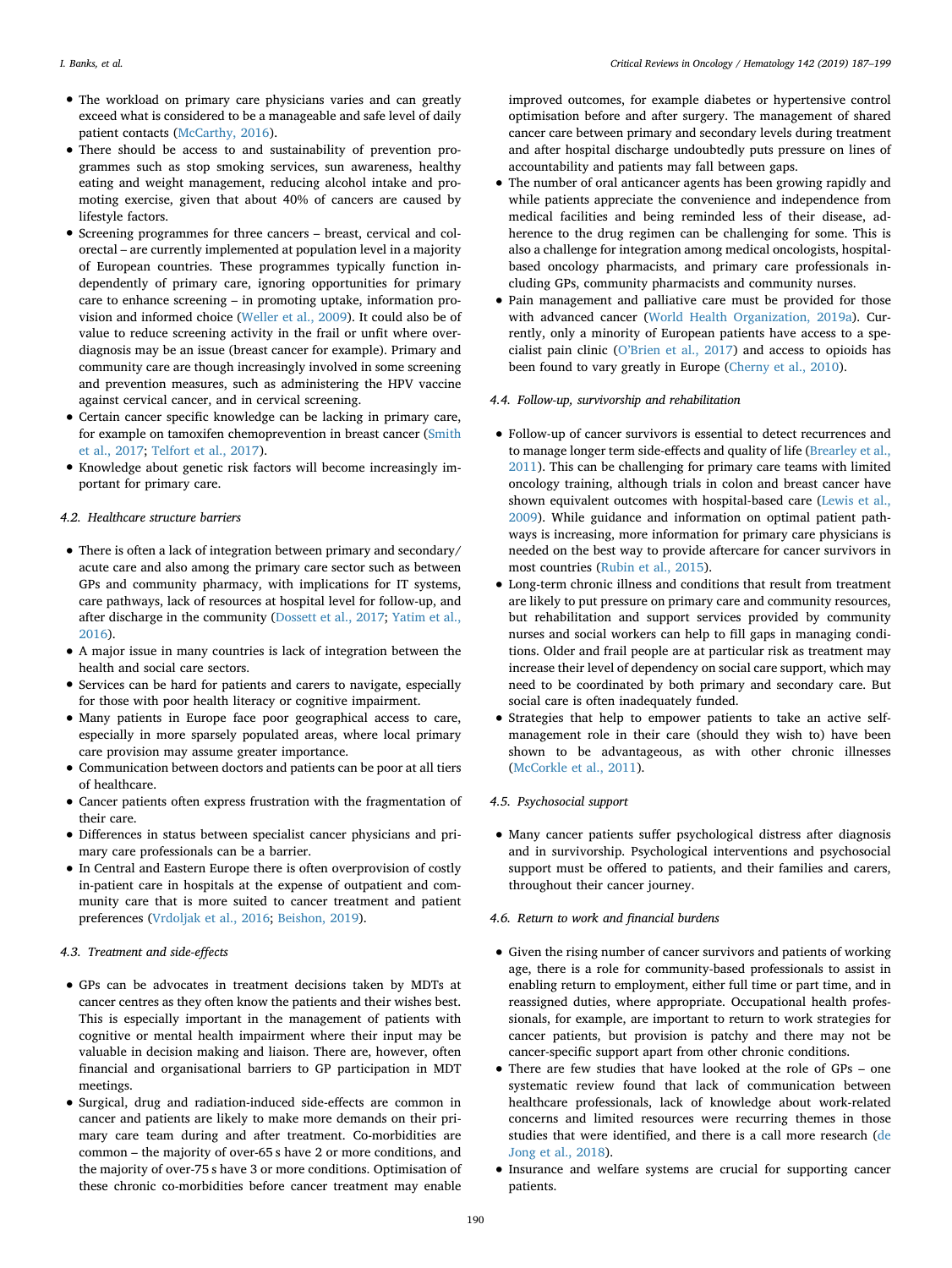- The workload on primary care physicians varies and can greatly exceed what is considered to be a manageable and safe level of daily patient contacts [\(McCarthy, 2016\)](#page-11-8).
- There should be access to and sustainability of prevention programmes such as stop smoking services, sun awareness, healthy eating and weight management, reducing alcohol intake and promoting exercise, given that about 40% of cancers are caused by lifestyle factors.
- Screening programmes for three cancers breast, cervical and colorectal – are currently implemented at population level in a majority of European countries. These programmes typically function independently of primary care, ignoring opportunities for primary care to enhance screening – in promoting uptake, information provision and informed choice [\(Weller et al., 2009](#page-12-2)). It could also be of value to reduce screening activity in the frail or unfit where overdiagnosis may be an issue (breast cancer for example). Primary and community care are though increasingly involved in some screening and prevention measures, such as administering the HPV vaccine against cervical cancer, and in cervical screening.
- Certain cancer specific knowledge can be lacking in primary care, for example on tamoxifen chemoprevention in breast cancer [\(Smith](#page-11-9) [et al., 2017](#page-11-9); [Telfort et al., 2017](#page-12-3)).
- Knowledge about genetic risk factors will become increasingly important for primary care.

#### *4.2. Healthcare structure barriers*

- There is often a lack of integration between primary and secondary/ acute care and also among the primary care sector such as between GPs and community pharmacy, with implications for IT systems, care pathways, lack of resources at hospital level for follow-up, and after discharge in the community ([Dossett et al., 2017;](#page-10-14) [Yatim et al.,](#page-12-4) [2016](#page-12-4)).
- A major issue in many countries is lack of integration between the health and social care sectors.
- Services can be hard for patients and carers to navigate, especially for those with poor health literacy or cognitive impairment.
- Many patients in Europe face poor geographical access to care, especially in more sparsely populated areas, where local primary care provision may assume greater importance.
- Communication between doctors and patients can be poor at all tiers of healthcare.
- Cancer patients often express frustration with the fragmentation of their care.
- Differences in status between specialist cancer physicians and primary care professionals can be a barrier.
- In Central and Eastern Europe there is often overprovision of costly in-patient care in hospitals at the expense of outpatient and community care that is more suited to cancer treatment and patient preferences [\(Vrdoljak et al., 2016](#page-12-5); [Beishon, 2019\)](#page-10-15).

## *4.3. Treatment and side-effects*

- GPs can be advocates in treatment decisions taken by MDTs at cancer centres as they often know the patients and their wishes best. This is especially important in the management of patients with cognitive or mental health impairment where their input may be valuable in decision making and liaison. There are, however, often financial and organisational barriers to GP participation in MDT meetings.
- Surgical, drug and radiation-induced side-effects are common in cancer and patients are likely to make more demands on their primary care team during and after treatment. Co-morbidities are common – the majority of over-65 s have 2 or more conditions, and the majority of over-75 s have 3 or more conditions. Optimisation of these chronic co-morbidities before cancer treatment may enable

improved outcomes, for example diabetes or hypertensive control optimisation before and after surgery. The management of shared cancer care between primary and secondary levels during treatment and after hospital discharge undoubtedly puts pressure on lines of accountability and patients may fall between gaps.

- The number of oral anticancer agents has been growing rapidly and while patients appreciate the convenience and independence from medical facilities and being reminded less of their disease, adherence to the drug regimen can be challenging for some. This is also a challenge for integration among medical oncologists, hospitalbased oncology pharmacists, and primary care professionals including GPs, community pharmacists and community nurses.
- Pain management and palliative care must be provided for those with advanced cancer ([World Health Organization, 2019a](#page-12-6)). Currently, only a minority of European patients have access to a specialist pain clinic ([O'Brien et al., 2017\)](#page-11-10) and access to opioids has been found to vary greatly in Europe [\(Cherny et al., 2010](#page-10-16)).

#### *4.4. Follow-up, survivorship and rehabilitation*

- Follow-up of cancer survivors is essential to detect recurrences and to manage longer term side-effects and quality of life ([Brearley et al.,](#page-10-17) [2011](#page-10-17)). This can be challenging for primary care teams with limited oncology training, although trials in colon and breast cancer have shown equivalent outcomes with hospital-based care [\(Lewis et al.,](#page-11-11) [2009](#page-11-11)). While guidance and information on optimal patient pathways is increasing, more information for primary care physicians is needed on the best way to provide aftercare for cancer survivors in most countries [\(Rubin et al., 2015\)](#page-11-0).
- Long-term chronic illness and conditions that result from treatment are likely to put pressure on primary care and community resources, but rehabilitation and support services provided by community nurses and social workers can help to fill gaps in managing conditions. Older and frail people are at particular risk as treatment may increase their level of dependency on social care support, which may need to be coordinated by both primary and secondary care. But social care is often inadequately funded.
- Strategies that help to empower patients to take an active selfmanagement role in their care (should they wish to) have been shown to be advantageous, as with other chronic illnesses [\(McCorkle et al., 2011](#page-11-12)).

#### *4.5. Psychosocial support*

• Many cancer patients suffer psychological distress after diagnosis and in survivorship. Psychological interventions and psychosocial support must be offered to patients, and their families and carers, throughout their cancer journey.

## *4.6. Return to work and financial burdens*

- Given the rising number of cancer survivors and patients of working age, there is a role for community-based professionals to assist in enabling return to employment, either full time or part time, and in reassigned duties, where appropriate. Occupational health professionals, for example, are important to return to work strategies for cancer patients, but provision is patchy and there may not be cancer-specific support apart from other chronic conditions.
- There are few studies that have looked at the role of GPs one systematic review found that lack of communication between healthcare professionals, lack of knowledge about work-related concerns and limited resources were recurring themes in those studies that were identified, and there is a call more research [\(de](#page-10-18) [Jong et al., 2018\)](#page-10-18).
- Insurance and welfare systems are crucial for supporting cancer patients.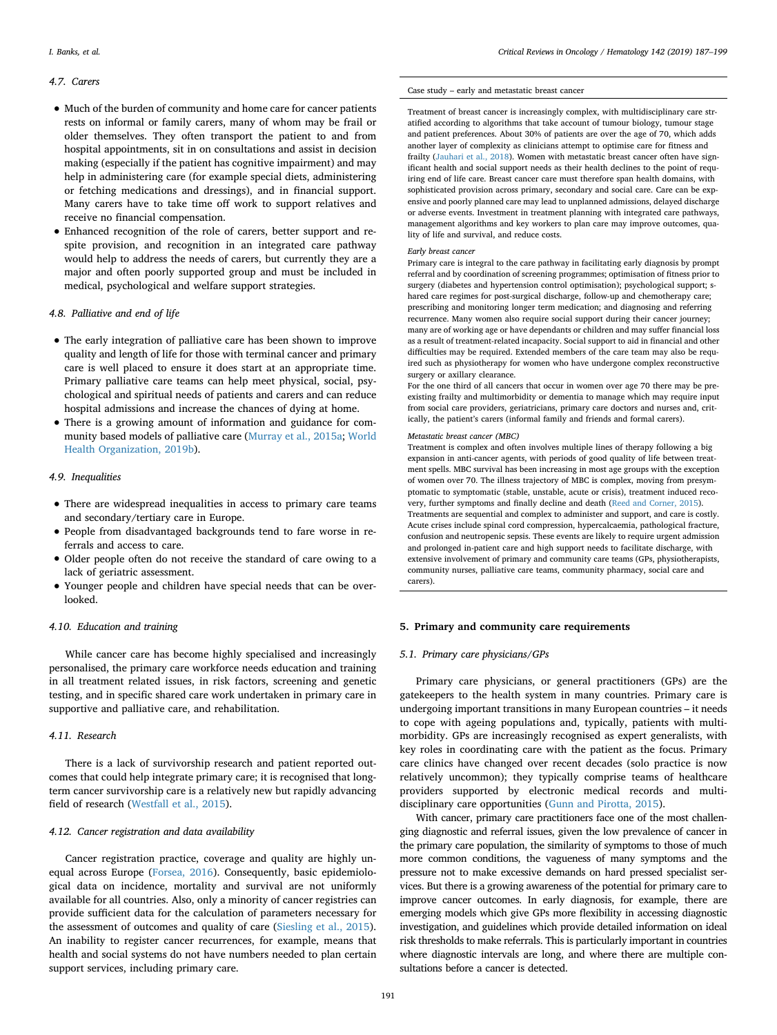#### *4.7. Carers*

- Much of the burden of community and home care for cancer patients rests on informal or family carers, many of whom may be frail or older themselves. They often transport the patient to and from hospital appointments, sit in on consultations and assist in decision making (especially if the patient has cognitive impairment) and may help in administering care (for example special diets, administering or fetching medications and dressings), and in financial support. Many carers have to take time off work to support relatives and receive no financial compensation.
- Enhanced recognition of the role of carers, better support and respite provision, and recognition in an integrated care pathway would help to address the needs of carers, but currently they are a major and often poorly supported group and must be included in medical, psychological and welfare support strategies.

# *4.8. Palliative and end of life*

- The early integration of palliative care has been shown to improve quality and length of life for those with terminal cancer and primary care is well placed to ensure it does start at an appropriate time. Primary palliative care teams can help meet physical, social, psychological and spiritual needs of patients and carers and can reduce hospital admissions and increase the chances of dying at home.
- There is a growing amount of information and guidance for community based models of palliative care [\(Murray et al., 2015a;](#page-11-13) [World](#page-12-7) [Health Organization, 2019b\)](#page-12-7).

## *4.9. Inequalities*

- There are widespread inequalities in access to primary care teams and secondary/tertiary care in Europe.
- People from disadvantaged backgrounds tend to fare worse in referrals and access to care.
- Older people often do not receive the standard of care owing to a lack of geriatric assessment.
- Younger people and children have special needs that can be overlooked.

## *4.10. Education and training*

While cancer care has become highly specialised and increasingly personalised, the primary care workforce needs education and training in all treatment related issues, in risk factors, screening and genetic testing, and in specific shared care work undertaken in primary care in supportive and palliative care, and rehabilitation.

# *4.11. Research*

There is a lack of survivorship research and patient reported outcomes that could help integrate primary care; it is recognised that longterm cancer survivorship care is a relatively new but rapidly advancing field of research ([Westfall et al., 2015\)](#page-12-8).

## *4.12. Cancer registration and data availability*

Cancer registration practice, coverage and quality are highly unequal across Europe ([Forsea, 2016](#page-10-19)). Consequently, basic epidemiological data on incidence, mortality and survival are not uniformly available for all countries. Also, only a minority of cancer registries can provide sufficient data for the calculation of parameters necessary for the assessment of outcomes and quality of care [\(Siesling et al., 2015](#page-11-14)). An inability to register cancer recurrences, for example, means that health and social systems do not have numbers needed to plan certain support services, including primary care.

# Case study – early and metastatic breast cancer

Treatment of breast cancer is increasingly complex, with multidisciplinary care stratified according to algorithms that take account of tumour biology, tumour stage and patient preferences. About 30% of patients are over the age of 70, which adds another layer of complexity as clinicians attempt to optimise care for fitness and frailty [\(Jauhari et al., 2018](#page-10-20)). Women with metastatic breast cancer often have significant health and social support needs as their health declines to the point of requiring end of life care. Breast cancer care must therefore span health domains, with sophisticated provision across primary, secondary and social care. Care can be expensive and poorly planned care may lead to unplanned admissions, delayed discharge or adverse events. Investment in treatment planning with integrated care pathways, management algorithms and key workers to plan care may improve outcomes, quality of life and survival, and reduce costs.

#### *Early breast cancer*

Primary care is integral to the care pathway in facilitating early diagnosis by prompt referral and by coordination of screening programmes; optimisation of fitness prior to surgery (diabetes and hypertension control optimisation); psychological support; shared care regimes for post-surgical discharge, follow-up and chemotherapy care; prescribing and monitoring longer term medication; and diagnosing and referring recurrence. Many women also require social support during their cancer journey; many are of working age or have dependants or children and may suffer financial loss as a result of treatment-related incapacity. Social support to aid in financial and other difficulties may be required. Extended members of the care team may also be required such as physiotherapy for women who have undergone complex reconstructive surgery or axillary clearance.

For the one third of all cancers that occur in women over age 70 there may be preexisting frailty and multimorbidity or dementia to manage which may require input from social care providers, geriatricians, primary care doctors and nurses and, critically, the patient's carers (informal family and friends and formal carers).

#### *Metastatic breast cancer (MBC)*

Treatment is complex and often involves multiple lines of therapy following a big expansion in anti-cancer agents, with periods of good quality of life between treatment spells. MBC survival has been increasing in most age groups with the exception of women over 70. The illness trajectory of MBC is complex, moving from presymptomatic to symptomatic (stable, unstable, acute or crisis), treatment induced recovery, further symptoms and finally decline and death [\(Reed and Corner, 2015](#page-11-15)). Treatments are sequential and complex to administer and support, and care is costly. Acute crises include spinal cord compression, hypercalcaemia, pathological fracture, confusion and neutropenic sepsis. These events are likely to require urgent admission and prolonged in-patient care and high support needs to facilitate discharge, with extensive involvement of primary and community care teams (GPs, physiotherapists, community nurses, palliative care teams, community pharmacy, social care and carers).

#### **5. Primary and community care requirements**

## *5.1. Primary care physicians/GPs*

Primary care physicians, or general practitioners (GPs) are the gatekeepers to the health system in many countries. Primary care is undergoing important transitions in many European countries – it needs to cope with ageing populations and, typically, patients with multimorbidity. GPs are increasingly recognised as expert generalists, with key roles in coordinating care with the patient as the focus. Primary care clinics have changed over recent decades (solo practice is now relatively uncommon); they typically comprise teams of healthcare providers supported by electronic medical records and multidisciplinary care opportunities ([Gunn and Pirotta, 2015](#page-10-21)).

With cancer, primary care practitioners face one of the most challenging diagnostic and referral issues, given the low prevalence of cancer in the primary care population, the similarity of symptoms to those of much more common conditions, the vagueness of many symptoms and the pressure not to make excessive demands on hard pressed specialist services. But there is a growing awareness of the potential for primary care to improve cancer outcomes. In early diagnosis, for example, there are emerging models which give GPs more flexibility in accessing diagnostic investigation, and guidelines which provide detailed information on ideal risk thresholds to make referrals. This is particularly important in countries where diagnostic intervals are long, and where there are multiple consultations before a cancer is detected.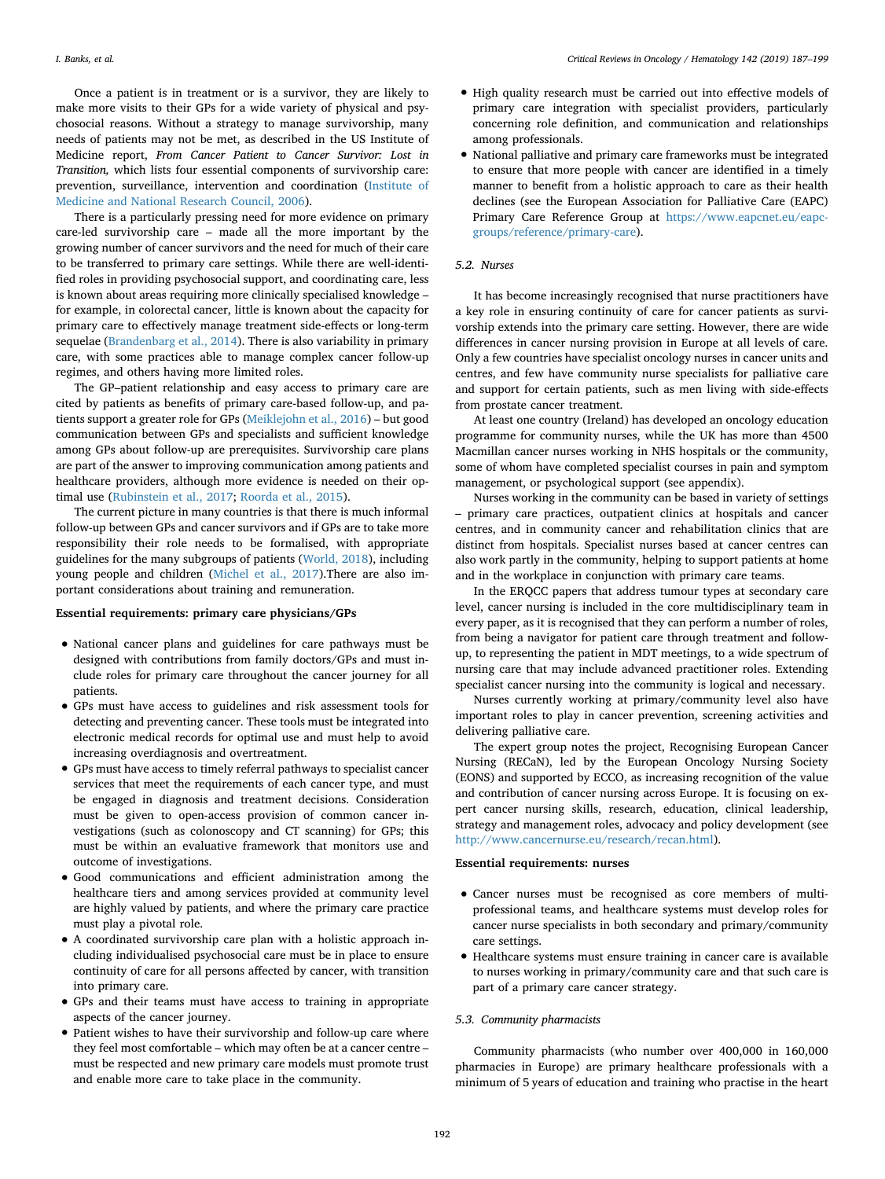Once a patient is in treatment or is a survivor, they are likely to make more visits to their GPs for a wide variety of physical and psychosocial reasons. Without a strategy to manage survivorship, many needs of patients may not be met, as described in the US Institute of Medicine report, *From Cancer Patient to Cancer Survivor: Lost in Transition,* which lists four essential components of survivorship care: prevention, surveillance, intervention and coordination [\(Institute of](#page-10-22) [Medicine and National Research Council, 2006](#page-10-22)).

There is a particularly pressing need for more evidence on primary care-led survivorship care – made all the more important by the growing number of cancer survivors and the need for much of their care to be transferred to primary care settings. While there are well-identified roles in providing psychosocial support, and coordinating care, less is known about areas requiring more clinically specialised knowledge – for example, in colorectal cancer, little is known about the capacity for primary care to effectively manage treatment side-effects or long-term sequelae ([Brandenbarg et al., 2014\)](#page-10-23). There is also variability in primary care, with some practices able to manage complex cancer follow-up regimes, and others having more limited roles.

The GP–patient relationship and easy access to primary care are cited by patients as benefits of primary care‐based follow‐up, and patients support a greater role for GPs [\(Meiklejohn et al., 2016\)](#page-11-16) – but good communication between GPs and specialists and sufficient knowledge among GPs about follow‐up are prerequisites. Survivorship care plans are part of the answer to improving communication among patients and healthcare providers, although more evidence is needed on their optimal use ([Rubinstein et al., 2017](#page-11-17); [Roorda et al., 2015\)](#page-11-18).

The current picture in many countries is that there is much informal follow-up between GPs and cancer survivors and if GPs are to take more responsibility their role needs to be formalised, with appropriate guidelines for the many subgroups of patients ([World, 2018](#page-12-9)), including young people and children ([Michel et al., 2017\)](#page-11-19).There are also important considerations about training and remuneration.

## **Essential requirements: primary care physicians/GPs**

- National cancer plans and guidelines for care pathways must be designed with contributions from family doctors/GPs and must include roles for primary care throughout the cancer journey for all patients.
- GPs must have access to guidelines and risk assessment tools for detecting and preventing cancer. These tools must be integrated into electronic medical records for optimal use and must help to avoid increasing overdiagnosis and overtreatment.
- GPs must have access to timely referral pathways to specialist cancer services that meet the requirements of each cancer type, and must be engaged in diagnosis and treatment decisions. Consideration must be given to open-access provision of common cancer investigations (such as colonoscopy and CT scanning) for GPs; this must be within an evaluative framework that monitors use and outcome of investigations.
- Good communications and efficient administration among the healthcare tiers and among services provided at community level are highly valued by patients, and where the primary care practice must play a pivotal role.
- A coordinated survivorship care plan with a holistic approach including individualised psychosocial care must be in place to ensure continuity of care for all persons affected by cancer, with transition into primary care.
- GPs and their teams must have access to training in appropriate aspects of the cancer journey.
- Patient wishes to have their survivorship and follow-up care where they feel most comfortable – which may often be at a cancer centre – must be respected and new primary care models must promote trust and enable more care to take place in the community.
- High quality research must be carried out into effective models of primary care integration with specialist providers, particularly concerning role definition, and communication and relationships among professionals.
- National palliative and primary care frameworks must be integrated to ensure that more people with cancer are identified in a timely manner to benefit from a holistic approach to care as their health declines (see the European Association for Palliative Care (EAPC) Primary Care Reference Group at [https://www.eapcnet.eu/eapc](https://www.eapcnet.eu/eapc-groups/reference/primary-care)[groups/reference/primary-care](https://www.eapcnet.eu/eapc-groups/reference/primary-care)).

#### *5.2. Nurses*

It has become increasingly recognised that nurse practitioners have a key role in ensuring continuity of care for cancer patients as survivorship extends into the primary care setting. However, there are wide differences in cancer nursing provision in Europe at all levels of care. Only a few countries have specialist oncology nurses in cancer units and centres, and few have community nurse specialists for palliative care and support for certain patients, such as men living with side-effects from prostate cancer treatment.

At least one country (Ireland) has developed an oncology education programme for community nurses, while the UK has more than 4500 Macmillan cancer nurses working in NHS hospitals or the community, some of whom have completed specialist courses in pain and symptom management, or psychological support (see appendix).

Nurses working in the community can be based in variety of settings – primary care practices, outpatient clinics at hospitals and cancer centres, and in community cancer and rehabilitation clinics that are distinct from hospitals. Specialist nurses based at cancer centres can also work partly in the community, helping to support patients at home and in the workplace in conjunction with primary care teams.

In the ERQCC papers that address tumour types at secondary care level, cancer nursing is included in the core multidisciplinary team in every paper, as it is recognised that they can perform a number of roles, from being a navigator for patient care through treatment and followup, to representing the patient in MDT meetings, to a wide spectrum of nursing care that may include advanced practitioner roles. Extending specialist cancer nursing into the community is logical and necessary.

Nurses currently working at primary/community level also have important roles to play in cancer prevention, screening activities and delivering palliative care.

The expert group notes the project, Recognising European Cancer Nursing (RECaN), led by the European Oncology Nursing Society (EONS) and supported by ECCO, as increasing recognition of the value and contribution of cancer nursing across Europe. It is focusing on expert cancer nursing skills, research, education, clinical leadership, strategy and management roles, advocacy and policy development (see <http://www.cancernurse.eu/research/recan.html>).

#### **Essential requirements: nurses**

- Cancer nurses must be recognised as core members of multiprofessional teams, and healthcare systems must develop roles for cancer nurse specialists in both secondary and primary/community care settings.
- Healthcare systems must ensure training in cancer care is available to nurses working in primary/community care and that such care is part of a primary care cancer strategy.

#### *5.3. Community pharmacists*

Community pharmacists (who number over 400,000 in 160,000 pharmacies in Europe) are primary healthcare professionals with a minimum of 5 years of education and training who practise in the heart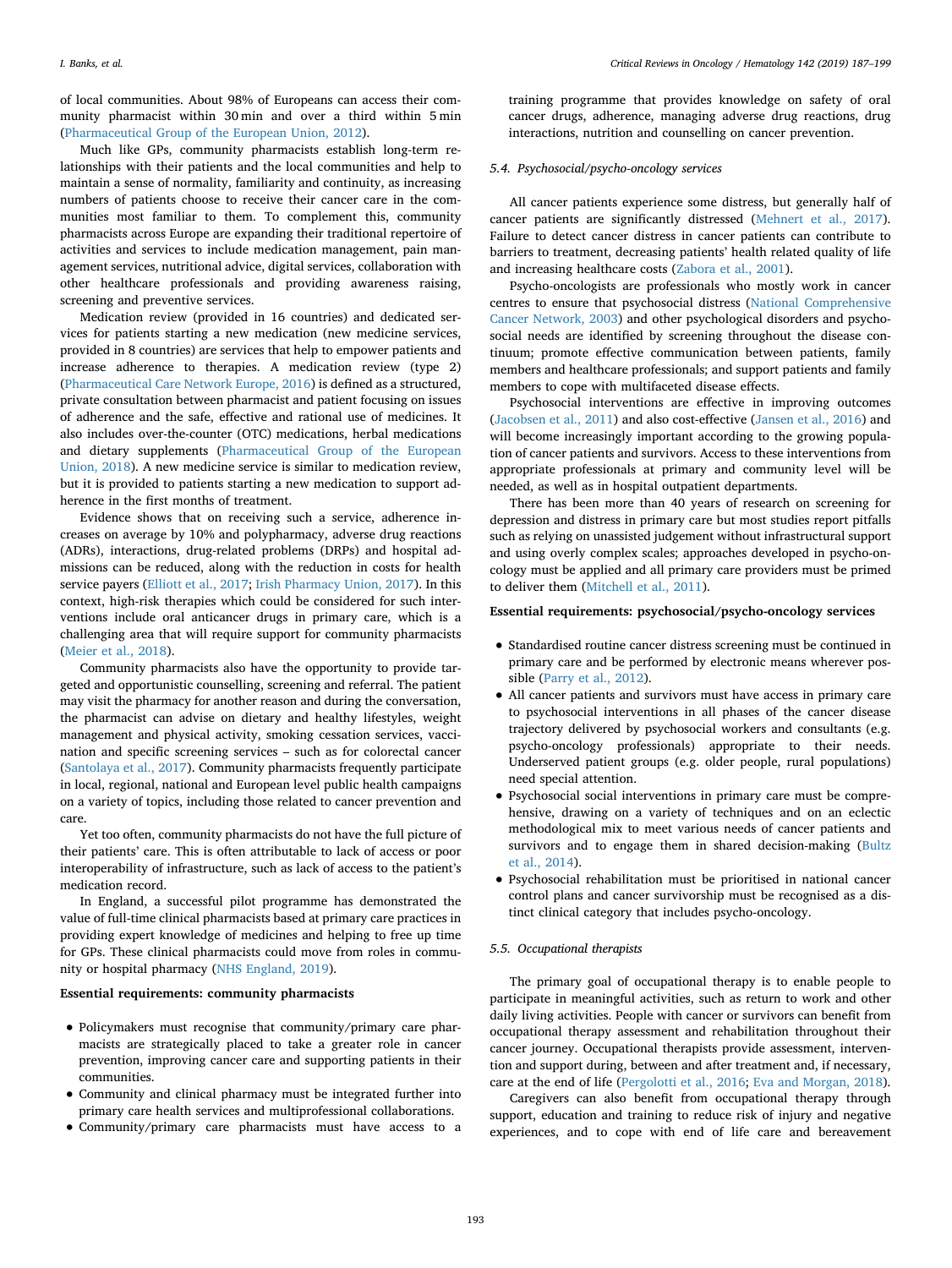of local communities. About 98% of Europeans can access their community pharmacist within 30 min and over a third within 5 min ([Pharmaceutical Group of the European Union, 2012](#page-11-20)).

Much like GPs, community pharmacists establish long-term relationships with their patients and the local communities and help to maintain a sense of normality, familiarity and continuity, as increasing numbers of patients choose to receive their cancer care in the communities most familiar to them. To complement this, community pharmacists across Europe are expanding their traditional repertoire of activities and services to include medication management, pain management services, nutritional advice, digital services, collaboration with other healthcare professionals and providing awareness raising, screening and preventive services.

Medication review (provided in 16 countries) and dedicated services for patients starting a new medication (new medicine services, provided in 8 countries) are services that help to empower patients and increase adherence to therapies. A medication review (type 2) ([Pharmaceutical Care Network Europe, 2016\)](#page-11-21) is defined as a structured, private consultation between pharmacist and patient focusing on issues of adherence and the safe, effective and rational use of medicines. It also includes over-the-counter (OTC) medications, herbal medications and dietary supplements ([Pharmaceutical Group of the European](#page-11-22) [Union, 2018\)](#page-11-22). A new medicine service is similar to medication review, but it is provided to patients starting a new medication to support adherence in the first months of treatment.

Evidence shows that on receiving such a service, adherence increases on average by 10% and polypharmacy, adverse drug reactions (ADRs), interactions, drug-related problems (DRPs) and hospital admissions can be reduced, along with the reduction in costs for health service payers [\(Elliott et al., 2017;](#page-10-24) [Irish Pharmacy Union, 2017](#page-10-25)). In this context, high-risk therapies which could be considered for such interventions include oral anticancer drugs in primary care, which is a challenging area that will require support for community pharmacists ([Meier et al., 2018](#page-11-23)).

Community pharmacists also have the opportunity to provide targeted and opportunistic counselling, screening and referral. The patient may visit the pharmacy for another reason and during the conversation, the pharmacist can advise on dietary and healthy lifestyles, weight management and physical activity, smoking cessation services, vaccination and specific screening services – such as for colorectal cancer ([Santolaya et al., 2017\)](#page-11-24). Community pharmacists frequently participate in local, regional, national and European level public health campaigns on a variety of topics, including those related to cancer prevention and care.

Yet too often, community pharmacists do not have the full picture of their patients' care. This is often attributable to lack of access or poor interoperability of infrastructure, such as lack of access to the patient's medication record.

In England, a successful pilot programme has demonstrated the value of full-time clinical pharmacists based at primary care practices in providing expert knowledge of medicines and helping to free up time for GPs. These clinical pharmacists could move from roles in community or hospital pharmacy ([NHS England, 2019\)](#page-11-25).

# **Essential requirements: community pharmacists**

- Policymakers must recognise that community/primary care pharmacists are strategically placed to take a greater role in cancer prevention, improving cancer care and supporting patients in their communities.
- Community and clinical pharmacy must be integrated further into primary care health services and multiprofessional collaborations.
- Community/primary care pharmacists must have access to a

training programme that provides knowledge on safety of oral cancer drugs, adherence, managing adverse drug reactions, drug interactions, nutrition and counselling on cancer prevention.

## *5.4. Psychosocial/psycho-oncology services*

All cancer patients experience some distress, but generally half of cancer patients are significantly distressed [\(Mehnert et al., 2017](#page-11-26)). Failure to detect cancer distress in cancer patients can contribute to barriers to treatment, decreasing patients' health related quality of life and increasing healthcare costs [\(Zabora et al., 2001](#page-12-10)).

Psycho-oncologists are professionals who mostly work in cancer centres to ensure that psychosocial distress ([National Comprehensive](#page-11-27) [Cancer Network, 2003\)](#page-11-27) and other psychological disorders and psychosocial needs are identified by screening throughout the disease continuum; promote effective communication between patients, family members and healthcare professionals; and support patients and family members to cope with multifaceted disease effects.

Psychosocial interventions are effective in improving outcomes ([Jacobsen et al., 2011](#page-10-26)) and also cost-effective ([Jansen et al., 2016](#page-10-27)) and will become increasingly important according to the growing population of cancer patients and survivors. Access to these interventions from appropriate professionals at primary and community level will be needed, as well as in hospital outpatient departments.

There has been more than 40 years of research on screening for depression and distress in primary care but most studies report pitfalls such as relying on unassisted judgement without infrastructural support and using overly complex scales; approaches developed in psycho-oncology must be applied and all primary care providers must be primed to deliver them [\(Mitchell et al., 2011](#page-11-28)).

# **Essential requirements: psychosocial/psycho-oncology services**

- Standardised routine cancer distress screening must be continued in primary care and be performed by electronic means wherever possible [\(Parry et al., 2012\)](#page-11-29).
- All cancer patients and survivors must have access in primary care to psychosocial interventions in all phases of the cancer disease trajectory delivered by psychosocial workers and consultants (e.g. psycho-oncology professionals) appropriate to their needs. Underserved patient groups (e.g. older people, rural populations) need special attention.
- Psychosocial social interventions in primary care must be comprehensive, drawing on a variety of techniques and on an eclectic methodological mix to meet various needs of cancer patients and survivors and to engage them in shared decision-making ([Bultz](#page-10-28) [et al., 2014](#page-10-28)).
- Psychosocial rehabilitation must be prioritised in national cancer control plans and cancer survivorship must be recognised as a distinct clinical category that includes psycho-oncology.

#### *5.5. Occupational therapists*

The primary goal of occupational therapy is to enable people to participate in meaningful activities, such as return to work and other daily living activities. People with cancer or survivors can benefit from occupational therapy assessment and rehabilitation throughout their cancer journey. Occupational therapists provide assessment, intervention and support during, between and after treatment and, if necessary, care at the end of life ([Pergolotti et al., 2016;](#page-11-30) [Eva and Morgan, 2018](#page-10-29)).

Caregivers can also benefit from occupational therapy through support, education and training to reduce risk of injury and negative experiences, and to cope with end of life care and bereavement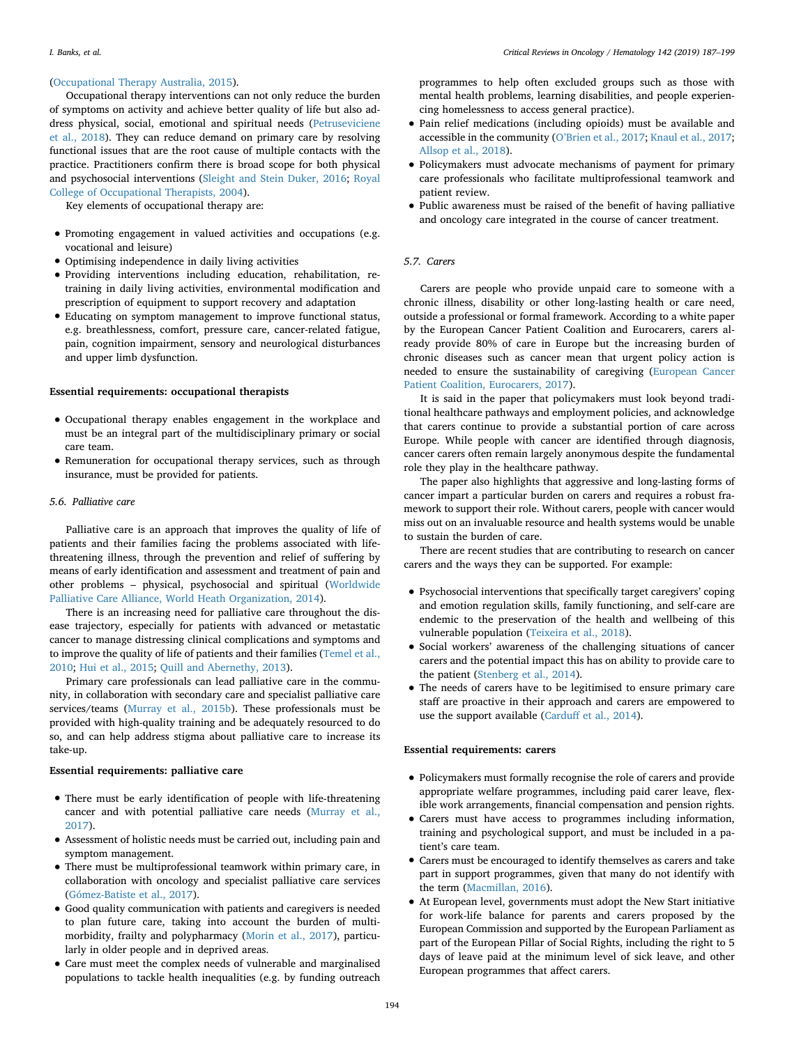### ([Occupational Therapy Australia, 2015](#page-11-31)).

Occupational therapy interventions can not only reduce the burden of symptoms on activity and achieve better quality of life but also address physical, social, emotional and spiritual needs ([Petruseviciene](#page-11-32) [et al., 2018\)](#page-11-32). They can reduce demand on primary care by resolving functional issues that are the root cause of multiple contacts with the practice. Practitioners confirm there is broad scope for both physical and psychosocial interventions [\(Sleight and Stein Duker, 2016](#page-11-33); [Royal](#page-11-34) [College of Occupational Therapists, 2004](#page-11-34)).

Key elements of occupational therapy are:

- Promoting engagement in valued activities and occupations (e.g. vocational and leisure)
- Optimising independence in daily living activities
- Providing interventions including education, rehabilitation, retraining in daily living activities, environmental modification and prescription of equipment to support recovery and adaptation
- Educating on symptom management to improve functional status, e.g. breathlessness, comfort, pressure care, cancer-related fatigue, pain, cognition impairment, sensory and neurological disturbances and upper limb dysfunction.

## **Essential requirements: occupational therapists**

- Occupational therapy enables engagement in the workplace and must be an integral part of the multidisciplinary primary or social care team.
- Remuneration for occupational therapy services, such as through insurance, must be provided for patients.

# *5.6. Palliative care*

Palliative care is an approach that improves the quality of life of patients and their families facing the problems associated with lifethreatening illness, through the prevention and relief of suffering by means of early identification and assessment and treatment of pain and other problems – physical, psychosocial and spiritual ([Worldwide](#page-12-11) [Palliative Care Alliance, World Heath Organization, 2014\)](#page-12-11).

There is an increasing need for palliative care throughout the disease trajectory, especially for patients with advanced or metastatic cancer to manage distressing clinical complications and symptoms and to improve the quality of life of patients and their families [\(Temel et al.,](#page-12-12) [2010;](#page-12-12) [Hui et al., 2015;](#page-10-30) [Quill and Abernethy, 2013](#page-11-35)).

Primary care professionals can lead palliative care in the community, in collaboration with secondary care and specialist palliative care services/teams ([Murray et al., 2015b](#page-11-36)). These professionals must be provided with high-quality training and be adequately resourced to do so, and can help address stigma about palliative care to increase its take-up.

# **Essential requirements: palliative care**

- There must be early identification of people with life-threatening cancer and with potential palliative care needs ([Murray et al.,](#page-11-37) [2017](#page-11-37)).
- Assessment of holistic needs must be carried out, including pain and symptom management.
- There must be multiprofessional teamwork within primary care, in collaboration with oncology and specialist palliative care services [\(Gómez-Batiste et al., 2017](#page-10-31)).
- Good quality communication with patients and caregivers is needed to plan future care, taking into account the burden of multimorbidity, frailty and polypharmacy ([Morin et al., 2017\)](#page-11-38), particularly in older people and in deprived areas.
- Care must meet the complex needs of vulnerable and marginalised populations to tackle health inequalities (e.g. by funding outreach

programmes to help often excluded groups such as those with mental health problems, learning disabilities, and people experiencing homelessness to access general practice).

- Pain relief medications (including opioids) must be available and accessible in the community ([O'Brien et al., 2017;](#page-11-10) [Knaul et al., 2017](#page-10-32); [Allsop et al., 2018\)](#page-10-33).
- Policymakers must advocate mechanisms of payment for primary care professionals who facilitate multiprofessional teamwork and patient review.
- Public awareness must be raised of the benefit of having palliative and oncology care integrated in the course of cancer treatment.

## *5.7. Carers*

Carers are people who provide unpaid care to someone with a chronic illness, disability or other long-lasting health or care need, outside a professional or formal framework. According to a white paper by the European Cancer Patient Coalition and Eurocarers, carers already provide 80% of care in Europe but the increasing burden of chronic diseases such as cancer mean that urgent policy action is needed to ensure the sustainability of caregiving ([European Cancer](#page-10-34) [Patient Coalition, Eurocarers, 2017\)](#page-10-34).

It is said in the paper that policymakers must look beyond traditional healthcare pathways and employment policies, and acknowledge that carers continue to provide a substantial portion of care across Europe. While people with cancer are identified through diagnosis, cancer carers often remain largely anonymous despite the fundamental role they play in the healthcare pathway.

The paper also highlights that aggressive and long-lasting forms of cancer impart a particular burden on carers and requires a robust framework to support their role. Without carers, people with cancer would miss out on an invaluable resource and health systems would be unable to sustain the burden of care.

There are recent studies that are contributing to research on cancer carers and the ways they can be supported. For example:

- Psychosocial interventions that specifically target caregivers' coping and emotion regulation skills, family functioning, and self-care are endemic to the preservation of the health and wellbeing of this vulnerable population [\(Teixeira et al., 2018](#page-11-39)).
- Social workers' awareness of the challenging situations of cancer carers and the potential impact this has on ability to provide care to the patient ([Stenberg et al., 2014\)](#page-11-40).
- The needs of carers have to be legitimised to ensure primary care staff are proactive in their approach and carers are empowered to use the support available [\(Carduff et al., 2014](#page-10-35)).

#### **Essential requirements: carers**

- Policymakers must formally recognise the role of carers and provide appropriate welfare programmes, including paid carer leave, flexible work arrangements, financial compensation and pension rights.
- Carers must have access to programmes including information, training and psychological support, and must be included in a patient's care team.
- Carers must be encouraged to identify themselves as carers and take part in support programmes, given that many do not identify with the term [\(Macmillan, 2016](#page-11-41)).
- At European level, governments must adopt the New Start initiative for work-life balance for parents and carers proposed by the European Commission and supported by the European Parliament as part of the European Pillar of Social Rights, including the right to 5 days of leave paid at the minimum level of sick leave, and other European programmes that affect carers.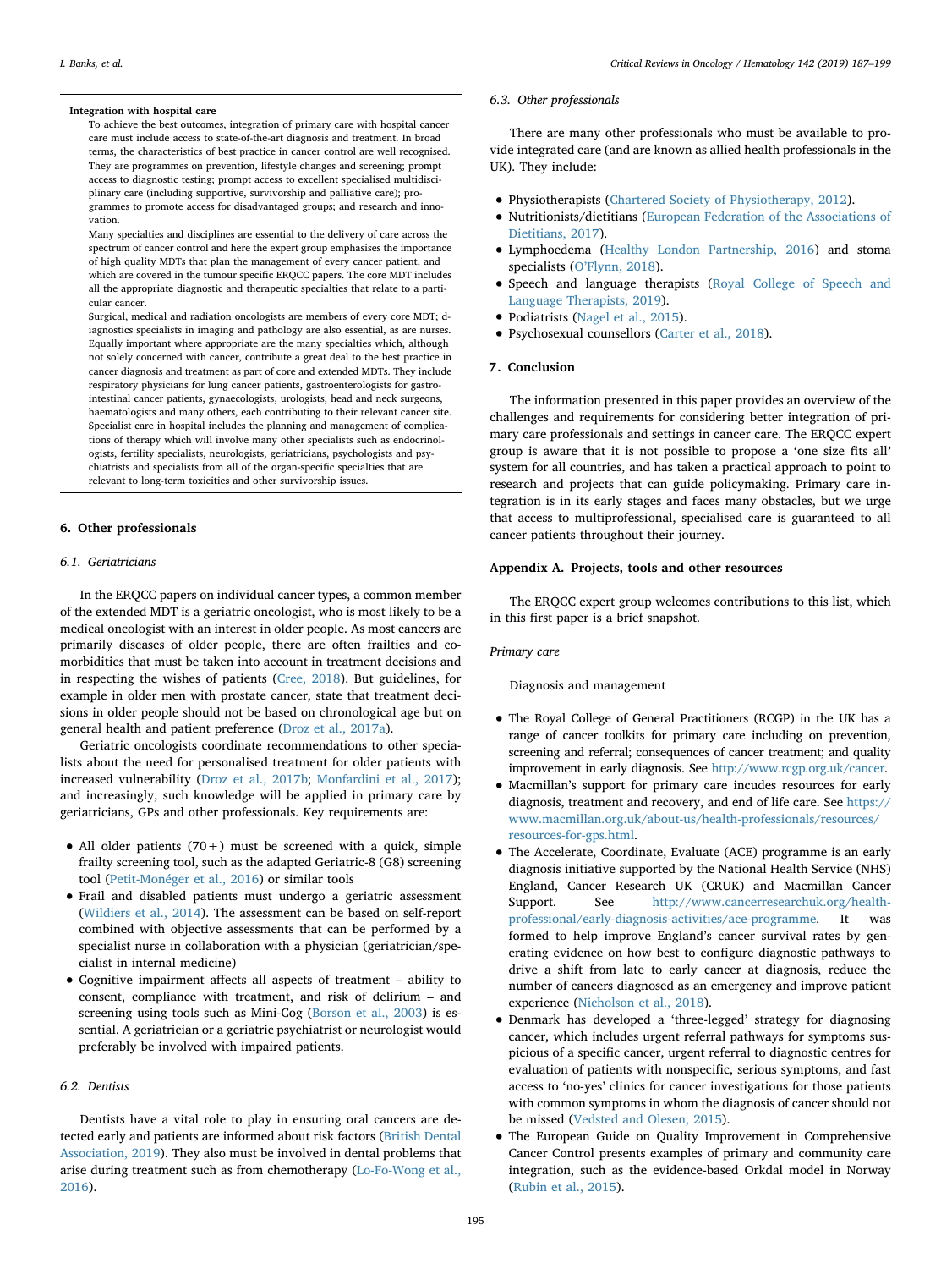#### **Integration with hospital care**

To achieve the best outcomes, integration of primary care with hospital cancer care must include access to state-of-the-art diagnosis and treatment. In broad terms, the characteristics of best practice in cancer control are well recognised. They are programmes on prevention, lifestyle changes and screening; prompt access to diagnostic testing; prompt access to excellent specialised multidisciplinary care (including supportive, survivorship and palliative care); programmes to promote access for disadvantaged groups; and research and innovation.

Many specialties and disciplines are essential to the delivery of care across the spectrum of cancer control and here the expert group emphasises the importance of high quality MDTs that plan the management of every cancer patient, and which are covered in the tumour specific ERQCC papers. The core MDT includes all the appropriate diagnostic and therapeutic specialties that relate to a particular cancer.

Surgical, medical and radiation oncologists are members of every core MDT; diagnostics specialists in imaging and pathology are also essential, as are nurses. Equally important where appropriate are the many specialties which, although not solely concerned with cancer, contribute a great deal to the best practice in cancer diagnosis and treatment as part of core and extended MDTs. They include respiratory physicians for lung cancer patients, gastroenterologists for gastrointestinal cancer patients, gynaecologists, urologists, head and neck surgeons, haematologists and many others, each contributing to their relevant cancer site. Specialist care in hospital includes the planning and management of complications of therapy which will involve many other specialists such as endocrinologists, fertility specialists, neurologists, geriatricians, psychologists and psychiatrists and specialists from all of the organ-specific specialties that are relevant to long-term toxicities and other survivorship issues.

# **6. Other professionals**

#### *6.1. Geriatricians*

In the ERQCC papers on individual cancer types, a common member of the extended MDT is a geriatric oncologist, who is most likely to be a medical oncologist with an interest in older people. As most cancers are primarily diseases of older people, there are often frailties and comorbidities that must be taken into account in treatment decisions and in respecting the wishes of patients ([Cree, 2018](#page-10-36)). But guidelines, for example in older men with prostate cancer, state that treatment decisions in older people should not be based on chronological age but on general health and patient preference [\(Droz et al., 2017a](#page-10-37)).

Geriatric oncologists coordinate recommendations to other specialists about the need for personalised treatment for older patients with increased vulnerability ([Droz et al., 2017b;](#page-10-38) [Monfardini et al., 2017](#page-11-42)); and increasingly, such knowledge will be applied in primary care by geriatricians, GPs and other professionals. Key requirements are:

- All older patients  $(70+)$  must be screened with a quick, simple frailty screening tool, such as the adapted Geriatric-8 (G8) screening tool ([Petit-Monéger et al., 2016](#page-11-43)) or similar tools
- Frail and disabled patients must undergo a geriatric assessment [\(Wildiers et al., 2014\)](#page-12-13). The assessment can be based on self-report combined with objective assessments that can be performed by a specialist nurse in collaboration with a physician (geriatrician/specialist in internal medicine)
- Cognitive impairment affects all aspects of treatment ability to consent, compliance with treatment, and risk of delirium – and screening using tools such as Mini-Cog [\(Borson et al., 2003](#page-10-39)) is essential. A geriatrician or a geriatric psychiatrist or neurologist would preferably be involved with impaired patients.

# *6.2. Dentists*

Dentists have a vital role to play in ensuring oral cancers are detected early and patients are informed about risk factors [\(British Dental](#page-10-40) [Association, 2019](#page-10-40)). They also must be involved in dental problems that arise during treatment such as from chemotherapy [\(Lo-Fo-Wong et al.,](#page-11-44) [2016\)](#page-11-44).

#### *6.3. Other professionals*

There are many other professionals who must be available to provide integrated care (and are known as allied health professionals in the UK). They include:

- Physiotherapists ([Chartered Society of Physiotherapy, 2012](#page-10-41)).
- Nutritionists/dietitians ([European Federation of the Associations of](#page-10-42) [Dietitians, 2017](#page-10-42)).
- Lymphoedema ([Healthy London Partnership, 2016\)](#page-10-43) and stoma specialists ([O'Flynn, 2018](#page-11-45)).
- Speech and language therapists ([Royal College of Speech and](#page-11-46) [Language Therapists, 2019\)](#page-11-46).
- Podiatrists [\(Nagel et al., 2015\)](#page-11-47).
- Psychosexual counsellors ([Carter et al., 2018](#page-10-44)).

# **7. Conclusion**

The information presented in this paper provides an overview of the challenges and requirements for considering better integration of primary care professionals and settings in cancer care. The ERQCC expert group is aware that it is not possible to propose a **'**one size fits all**'** system for all countries, and has taken a practical approach to point to research and projects that can guide policymaking. Primary care integration is in its early stages and faces many obstacles, but we urge that access to multiprofessional, specialised care is guaranteed to all cancer patients throughout their journey.

#### **Appendix A. Projects, tools and other resources**

The ERQCC expert group welcomes contributions to this list, which in this first paper is a brief snapshot.

#### *Primary care*

Diagnosis and management

- The Royal College of General Practitioners (RCGP) in the UK has a range of cancer toolkits for primary care including on prevention, screening and referral; consequences of cancer treatment; and quality improvement in early diagnosis. See [http://www.rcgp.org.uk/cancer.](http://www.rcgp.org.uk/cancer)
- Macmillan's support for primary care incudes resources for early diagnosis, treatment and recovery, and end of life care. See [https://](https://www.macmillan.org.uk/about-us/health-professionals/resources/resources-for-gps.html) [www.macmillan.org.uk/about-us/health-professionals/resources/](https://www.macmillan.org.uk/about-us/health-professionals/resources/resources-for-gps.html) [resources-for-gps.html.](https://www.macmillan.org.uk/about-us/health-professionals/resources/resources-for-gps.html)
- The Accelerate, Coordinate, Evaluate (ACE) programme is an early diagnosis initiative supported by the National Health Service (NHS) England, Cancer Research UK (CRUK) and Macmillan Cancer Support. See [http://www.cancerresearchuk.org/health](http://www.cancerresearchuk.org/health-professional/early-diagnosis-activities/ace-programme)[professional/early-diagnosis-activities/ace-programme.](http://www.cancerresearchuk.org/health-professional/early-diagnosis-activities/ace-programme) It was formed to help improve England's cancer survival rates by generating evidence on how best to configure diagnostic pathways to drive a shift from late to early cancer at diagnosis, reduce the number of cancers diagnosed as an emergency and improve patient experience ([Nicholson et al., 2018\)](#page-11-7).
- Denmark has developed a 'three-legged' strategy for diagnosing cancer, which includes urgent referral pathways for symptoms suspicious of a specific cancer, urgent referral to diagnostic centres for evaluation of patients with nonspecific, serious symptoms, and fast access to 'no-yes' clinics for cancer investigations for those patients with common symptoms in whom the diagnosis of cancer should not be missed ([Vedsted and Olesen, 2015\)](#page-12-14).
- The European Guide on Quality Improvement in Comprehensive Cancer Control presents examples of primary and community care integration, such as the evidence-based Orkdal model in Norway [\(Rubin et al., 2015\)](#page-11-0).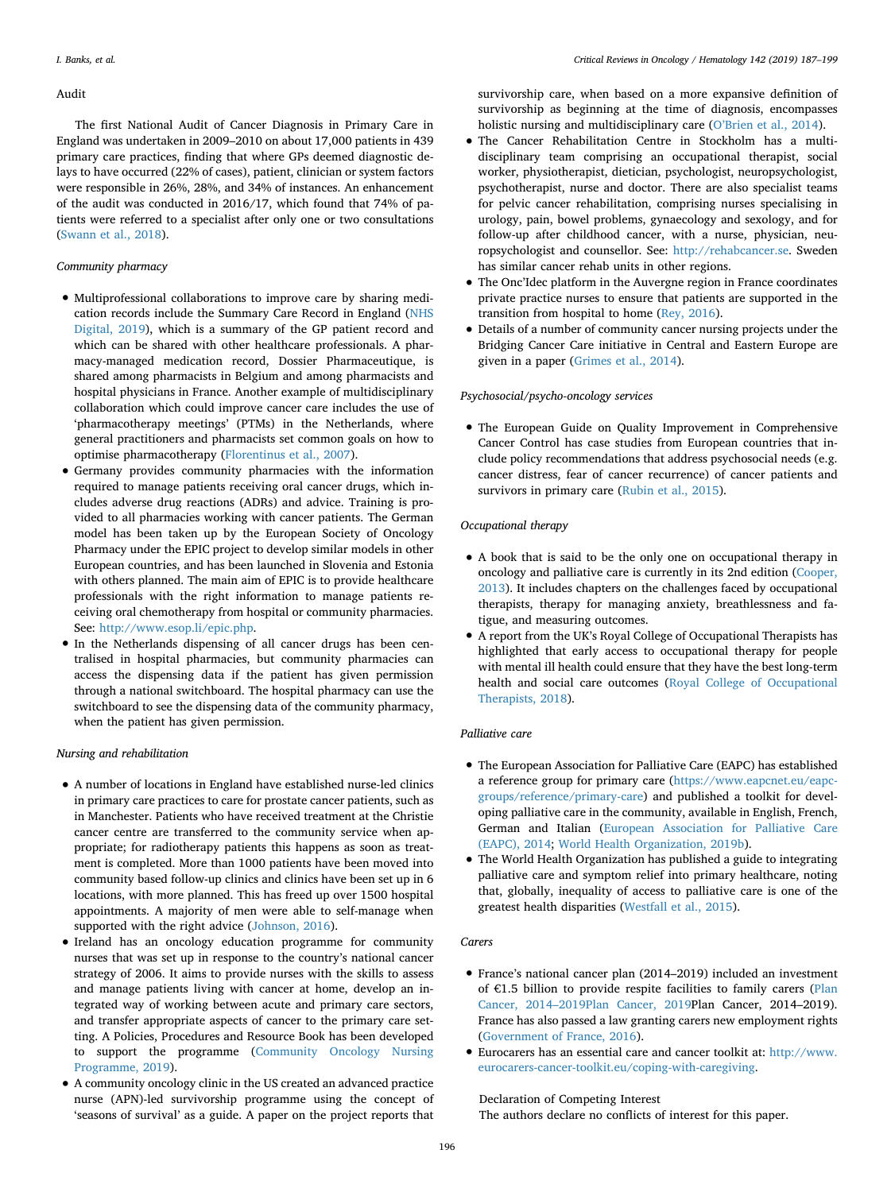#### Audit

The first National Audit of Cancer Diagnosis in Primary Care in England was undertaken in 2009–2010 on about 17,000 patients in 439 primary care practices, finding that where GPs deemed diagnostic delays to have occurred (22% of cases), patient, clinician or system factors were responsible in 26%, 28%, and 34% of instances. An enhancement of the audit was conducted in 2016/17, which found that 74% of patients were referred to a specialist after only one or two consultations ([Swann et al., 2018](#page-11-48)).

# *Community pharmacy*

- Multiprofessional collaborations to improve care by sharing medication records include the Summary Care Record in England ([NHS](#page-11-49) [Digital, 2019\)](#page-11-49), which is a summary of the GP patient record and which can be shared with other healthcare professionals. A pharmacy-managed medication record, Dossier Pharmaceutique, is shared among pharmacists in Belgium and among pharmacists and hospital physicians in France. Another example of multidisciplinary collaboration which could improve cancer care includes the use of 'pharmacotherapy meetings' (PTMs) in the Netherlands, where general practitioners and pharmacists set common goals on how to optimise pharmacotherapy [\(Florentinus et al., 2007](#page-10-45)).
- Germany provides community pharmacies with the information required to manage patients receiving oral cancer drugs, which includes adverse drug reactions (ADRs) and advice. Training is provided to all pharmacies working with cancer patients. The German model has been taken up by the European Society of Oncology Pharmacy under the EPIC project to develop similar models in other European countries, and has been launched in Slovenia and Estonia with others planned. The main aim of EPIC is to provide healthcare professionals with the right information to manage patients receiving oral chemotherapy from hospital or community pharmacies. See: [http://www.esop.li/epic.php.](http://www.esop.li/epic.php)
- In the Netherlands dispensing of all cancer drugs has been centralised in hospital pharmacies, but community pharmacies can access the dispensing data if the patient has given permission through a national switchboard. The hospital pharmacy can use the switchboard to see the dispensing data of the community pharmacy, when the patient has given permission.

## *Nursing and rehabilitation*

- A number of locations in England have established nurse-led clinics in primary care practices to care for prostate cancer patients, such as in Manchester. Patients who have received treatment at the Christie cancer centre are transferred to the community service when appropriate; for radiotherapy patients this happens as soon as treatment is completed. More than 1000 patients have been moved into community based follow-up clinics and clinics have been set up in 6 locations, with more planned. This has freed up over 1500 hospital appointments. A majority of men were able to self-manage when supported with the right advice ([Johnson, 2016\)](#page-10-46).
- Ireland has an oncology education programme for community nurses that was set up in response to the country's national cancer strategy of 2006. It aims to provide nurses with the skills to assess and manage patients living with cancer at home, develop an integrated way of working between acute and primary care sectors, and transfer appropriate aspects of cancer to the primary care setting. A Policies, Procedures and Resource Book has been developed to support the programme [\(Community Oncology Nursing](#page-10-47) [Programme, 2019](#page-10-47)).
- A community oncology clinic in the US created an advanced practice nurse (APN)-led survivorship programme using the concept of 'seasons of survival' as a guide. A paper on the project reports that

survivorship care, when based on a more expansive definition of survivorship as beginning at the time of diagnosis, encompasses holistic nursing and multidisciplinary care ([O'Brien et al., 2014\)](#page-11-50).

- The Cancer Rehabilitation Centre in Stockholm has a multidisciplinary team comprising an occupational therapist, social worker, physiotherapist, dietician, psychologist, neuropsychologist, psychotherapist, nurse and doctor. There are also specialist teams for pelvic cancer rehabilitation, comprising nurses specialising in urology, pain, bowel problems, gynaecology and sexology, and for follow-up after childhood cancer, with a nurse, physician, neuropsychologist and counsellor. See: <http://rehabcancer.se>. Sweden has similar cancer rehab units in other regions.
- The Onc'Idec platform in the Auvergne region in France coordinates private practice nurses to ensure that patients are supported in the transition from hospital to home [\(Rey, 2016](#page-11-51)).
- Details of a number of community cancer nursing projects under the Bridging Cancer Care initiative in Central and Eastern Europe are given in a paper [\(Grimes et al., 2014\)](#page-10-48).

## *Psychosocial/psycho-oncology services*

• The European Guide on Quality Improvement in Comprehensive Cancer Control has case studies from European countries that include policy recommendations that address psychosocial needs (e.g. cancer distress, fear of cancer recurrence) of cancer patients and survivors in primary care [\(Rubin et al., 2015\)](#page-11-0).

# *Occupational therapy*

- A book that is said to be the only one on occupational therapy in oncology and palliative care is currently in its 2nd edition [\(Cooper,](#page-10-49) [2013](#page-10-49)). It includes chapters on the challenges faced by occupational therapists, therapy for managing anxiety, breathlessness and fatigue, and measuring outcomes.
- A report from the UK's Royal College of Occupational Therapists has highlighted that early access to occupational therapy for people with mental ill health could ensure that they have the best long-term health and social care outcomes [\(Royal College of Occupational](#page-11-52) [Therapists, 2018\)](#page-11-52).

#### *Palliative care*

- The European Association for Palliative Care (EAPC) has established a reference group for primary care [\(https://www.eapcnet.eu/eapc](https://www.eapcnet.eu/eapc-groups/reference/primary-care)[groups/reference/primary-care](https://www.eapcnet.eu/eapc-groups/reference/primary-care)) and published a toolkit for developing palliative care in the community, available in English, French, German and Italian [\(European Association for Palliative Care](#page-10-50) [\(EAPC\), 2014;](#page-10-50) [World Health Organization, 2019b](#page-12-7)).
- The World Health Organization has published a guide to integrating palliative care and symptom relief into primary healthcare, noting that, globally, inequality of access to palliative care is one of the greatest health disparities ([Westfall et al., 2015\)](#page-12-8).

# *Carers*

- France's national cancer plan (2014–2019) included an investment of €1.5 billion to provide respite facilities to family carers [\(Plan](#page-11-53) [Cancer, 2014–2019Plan Cancer, 2019](#page-11-53)Plan Cancer, 2014–2019). France has also passed a law granting carers new employment rights [\(Government of France, 2016\)](#page-10-51).
- Eurocarers has an essential care and cancer toolkit at: [http://www.](http://www.eurocarers-cancer-toolkit.eu/coping-with-caregiving) [eurocarers-cancer-toolkit.eu/coping-with-caregiving.](http://www.eurocarers-cancer-toolkit.eu/coping-with-caregiving)

Declaration of Competing Interest

The authors declare no conflicts of interest for this paper.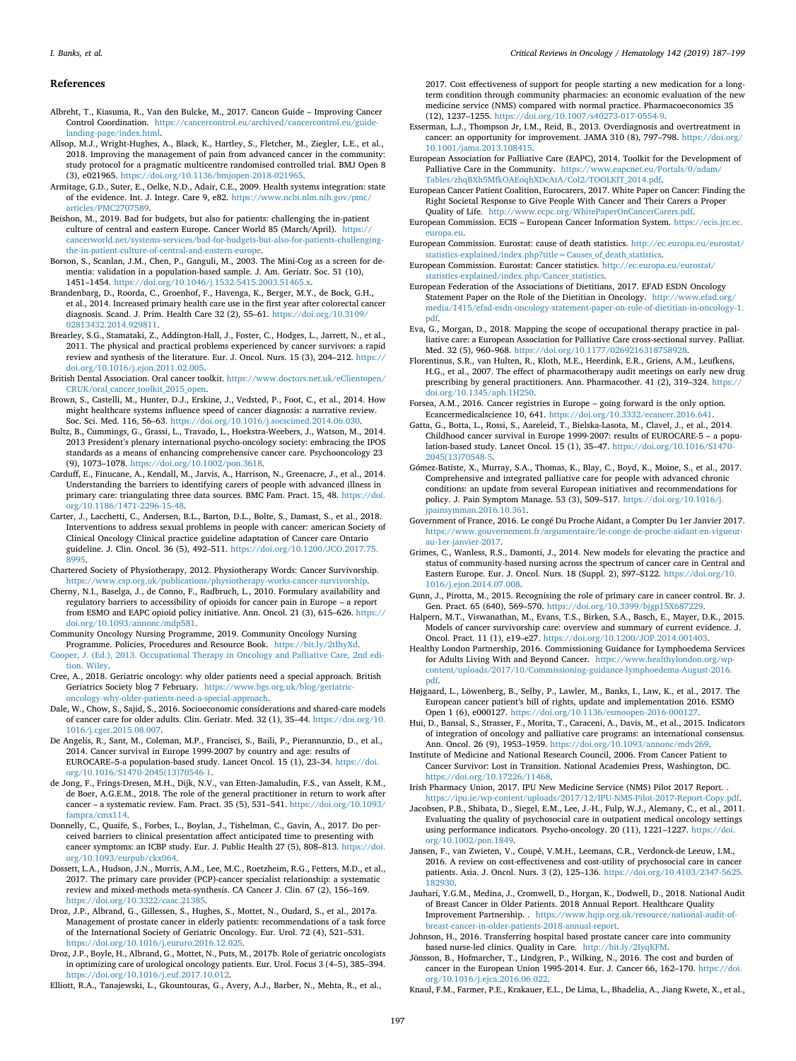#### **References**

- <span id="page-10-1"></span>Albreht, T., Kiasuma, R., Van den Bulcke, M., 2017. Cancon Guide – Improving Cancer Control Coordination. [https://cancercontrol.eu/archived/cancercontrol.eu/guide](https://cancercontrol.eu/archived/cancercontrol.eu/guide-landing-page/index.html)[landing-page/index.html.](https://cancercontrol.eu/archived/cancercontrol.eu/guide-landing-page/index.html)
- <span id="page-10-33"></span>Allsop, M.J., Wright-Hughes, A., Black, K., Hartley, S., Fletcher, M., Ziegler, L.E., et al., 2018. Improving the management of pain from advanced cancer in the community: study protocol for a pragmatic multicentre randomised controlled trial. BMJ Open 8 (3), e021965. [https://doi.org/10.1136/bmjopen-2018-021965.](https://doi.org/10.1136/bmjopen-2018-021965)
- <span id="page-10-3"></span>Armitage, G.D., Suter, E., Oelke, N.D., Adair, C.E., 2009. Health systems integration: state of the evidence. Int. J. Integr. Care 9, e82. [https://www.ncbi.nlm.nih.gov/pmc/](https://www.ncbi.nlm.nih.gov/pmc/articles/PMC2707589) [articles/PMC2707589](https://www.ncbi.nlm.nih.gov/pmc/articles/PMC2707589).
- <span id="page-10-15"></span>Beishon, M., 2019. Bad for budgets, but also for patients: challenging the in-patient culture of central and eastern Europe. Cancer World 85 (March/April). [https://](https://cancerworld.net/systems-services/bad-for-budgets-but-also-for-patients-challenging-the-in-patient-culture-of-central-and-eastern-europe) [cancerworld.net/systems-services/bad-for-budgets-but-also-for-patients-challenging](https://cancerworld.net/systems-services/bad-for-budgets-but-also-for-patients-challenging-the-in-patient-culture-of-central-and-eastern-europe)[the-in-patient-culture-of-central-and-eastern-europe](https://cancerworld.net/systems-services/bad-for-budgets-but-also-for-patients-challenging-the-in-patient-culture-of-central-and-eastern-europe).
- <span id="page-10-39"></span>Borson, S., Scanlan, J.M., Chen, P., Ganguli, M., 2003. The Mini-Cog as a screen for dementia: validation in a population-based sample. J. Am. Geriatr. Soc. 51 (10), 1451–1454. <https://doi.org/10.1046/j.1532-5415.2003.51465.x>.
- <span id="page-10-23"></span>Brandenbarg, D., Roorda, C., Groenhof, F., Havenga, K., Berger, M.Y., de Bock, G.H., et al., 2014. Increased primary health care use in the first year after colorectal cancer diagnosis. Scand. J. Prim. Health Care 32 (2), 55–61. [https://doi.org/10.3109/](https://doi.org/10.3109/02813432.2014.929811) [02813432.2014.929811.](https://doi.org/10.3109/02813432.2014.929811)
- <span id="page-10-17"></span>Brearley, S.G., Stamataki, Z., Addington-Hall, J., Foster, C., Hodges, L., Jarrett, N., et al., 2011. The physical and practical problems experienced by cancer survivors: a rapid review and synthesis of the literature. Eur. J. Oncol. Nurs. 15 (3), 204–212. [https://](https://doi.org/10.1016/j.ejon.2011.02.005) [doi.org/10.1016/j.ejon.2011.02.005.](https://doi.org/10.1016/j.ejon.2011.02.005)
- <span id="page-10-40"></span>British Dental Association. Oral cancer toolkit. [https://www.doctors.net.uk/eClientopen/](https://www.doctors.net.uk/eClientopen/CRUK/oral_cancer_toolkit_2015_open) [CRUK/oral\\_cancer\\_toolkit\\_2015\\_open](https://www.doctors.net.uk/eClientopen/CRUK/oral_cancer_toolkit_2015_open).
- <span id="page-10-4"></span>Brown, S., Castelli, M., Hunter, D.J., Erskine, J., Vedsted, P., Foot, C., et al., 2014. How might healthcare systems influence speed of cancer diagnosis: a narrative review. Soc. Sci. Med. 116, 56–63. <https://doi.org/10.1016/j.socscimed.2014.06.030>.
- <span id="page-10-28"></span>Bultz, B., Cummings, G., Grassi, L., Travado, L., Hoekstra‐Weebers, J., Watson, M., 2014. 2013 President's plenary international psycho-oncology society: embracing the IPOS standards as a means of enhancing comprehensive cancer care. Psychooncology 23 (9), 1073–1078. <https://doi.org/10.1002/pon.3618>.
- <span id="page-10-35"></span>Carduff, E., Finucane, A., Kendall, M., Jarvis, A., Harrison, N., Greenacre, J., et al., 2014. Understanding the barriers to identifying carers of people with advanced illness in primary care: triangulating three data sources. BMC Fam. Pract. 15, 48. [https://doi.](https://doi.org/10.1186/1471-2296-15-48) [org/10.1186/1471-2296-15-48.](https://doi.org/10.1186/1471-2296-15-48)
- <span id="page-10-44"></span>Carter, J., Lacchetti, C., Andersen, B.L., Barton, D.L., Bolte, S., Damast, S., et al., 2018. Interventions to address sexual problems in people with cancer: american Society of Clinical Oncology Clinical practice guideline adaptation of Cancer care Ontario guideline. J. Clin. Oncol. 36 (5), 492–511. [https://doi.org/10.1200/JCO.2017.75.](https://doi.org/10.1200/JCO.2017.75.8995) [8995.](https://doi.org/10.1200/JCO.2017.75.8995)
- <span id="page-10-41"></span>Chartered Society of Physiotherapy, 2012. Physiotherapy Words: Cancer Survivorship. [https://www.csp.org.uk/publications/physiotherapy-works-cancer-survivorship.](https://www.csp.org.uk/publications/physiotherapy-works-cancer-survivorship)
- <span id="page-10-16"></span>Cherny, N.I., Baselga, J., de Conno, F., Radbruch, L., 2010. Formulary availability and regulatory barriers to accessibility of opioids for cancer pain in Europe – a report from ESMO and EAPC opioid policy initiative. Ann. Oncol. 21 (3), 615–626. [https://](https://doi.org/10.1093/annonc/mdp581) [doi.org/10.1093/annonc/mdp581](https://doi.org/10.1093/annonc/mdp581).
- <span id="page-10-47"></span>Community Oncology Nursing Programme, 2019. Community Oncology Nursing Programme. Policies, Procedures and Resource Book. [https://bit.ly/2tIhyXd.](https://bit.ly/2tIhyXd)
- <span id="page-10-49"></span>[Cooper, J. \(Ed.\), 2013. Occupational Therapy in Oncology and Palliative Care, 2nd edi](http://refhub.elsevier.com/S1040-8428(19)30144-1/sbref0080)[tion. Wiley.](http://refhub.elsevier.com/S1040-8428(19)30144-1/sbref0080)
- <span id="page-10-36"></span>Cree, A., 2018. Geriatric oncology: why older patients need a special approach. British Geriatrics Society blog 7 February. [https://www.bgs.org.uk/blog/geriatric](https://www.bgs.org.uk/blog/geriatric-oncology-why-older-patients-need-a-special-approach)[oncology-why-older-patients-need-a-special-approach.](https://www.bgs.org.uk/blog/geriatric-oncology-why-older-patients-need-a-special-approach)
- <span id="page-10-6"></span>Dale, W., Chow, S., Sajid, S., 2016. Socioeconomic considerations and shared-care models of cancer care for older adults. Clin. Geriatr. Med. 32 (1), 35–44. [https://doi.org/10.](https://doi.org/10.1016/j.cger.2015.08.007) [1016/j.cger.2015.08.007](https://doi.org/10.1016/j.cger.2015.08.007).
- <span id="page-10-10"></span>De Angelis, R., Sant, M., Coleman, M.P., Francisci, S., Baili, P., Pierannunzio, D., et al., 2014. Cancer survival in Europe 1999-2007 by country and age: results of EUROCARE–5-a population-based study. Lancet Oncol. 15 (1), 23–34. [https://doi.](https://doi.org/10.1016/S1470-2045(13)70546-1) [org/10.1016/S1470-2045\(13\)70546-1](https://doi.org/10.1016/S1470-2045(13)70546-1).
- <span id="page-10-18"></span>de Jong, F., Frings-Dresen, M.H., Dijk, N.V., van Etten-Jamaludin, F.S., van Asselt, K.M., de Boer, A.G.E.M., 2018. The role of the general practitioner in return to work after cancer – a systematic review. Fam. Pract. 35 (5), 531–541. [https://doi.org/10.1093/](https://doi.org/10.1093/fampra/cmx114) [fampra/cmx114](https://doi.org/10.1093/fampra/cmx114).
- <span id="page-10-13"></span>Donnelly, C., Quaife, S., Forbes, L., Boylan, J., Tishelman, C., Gavin, A., 2017. Do perceived barriers to clinical presentation affect anticipated time to presenting with cancer symptoms: an ICBP study. Eur. J. Public Health 27 (5), 808–813. [https://doi.](https://doi.org/10.1093/eurpub/ckx064) [org/10.1093/eurpub/ckx064.](https://doi.org/10.1093/eurpub/ckx064)
- <span id="page-10-14"></span>Dossett, L.A., Hudson, J.N., Morris, A.M., Lee, M.C., Roetzheim, R.G., Fetters, M.D., et al., 2017. The primary care provider (PCP)-cancer specialist relationship: a systematic review and mixed-methods meta-synthesis. CA Cancer J. Clin. 67 (2), 156–169. [https://doi.org/10.3322/caac.21385.](https://doi.org/10.3322/caac.21385)
- <span id="page-10-37"></span>Droz, J.P., Albrand, G., Gillessen, S., Hughes, S., Mottet, N., Oudard, S., et al., 2017a. Management of prostate cancer in elderly patients: recommendations of a task force of the International Society of Geriatric Oncology. Eur. Urol. 72 (4), 521–531. <https://doi.org/10.1016/j.eururo.2016.12.025>.
- <span id="page-10-38"></span>Droz, J.P., Boyle, H., Albrand, G., Mottet, N., Puts, M., 2017b. Role of geriatric oncologists in optimizing care of urological oncology patients. Eur. Urol. Focus 3 (4–5), 385–394. <https://doi.org/10.1016/j.euf.2017.10.012>.

<span id="page-10-24"></span>Elliott, R.A., Tanajewski, L., Gkountouras, G., Avery, A.J., Barber, N., Mehta, R., et al.,

2017. Cost effectiveness of support for people starting a new medication for a longterm condition through community pharmacies: an economic evaluation of the new medicine service (NMS) compared with normal practice. Pharmacoeconomics 35 (12), 1237–1255. <https://doi.org/10.1007/s40273-017-0554-9>.

- <span id="page-10-2"></span>Esserman, L.J., Thompson Jr, I.M., Reid, B., 2013. Overdiagnosis and overtreatment in cancer: an opportunity for improvement. JAMA 310 (8), 797–798. [https://doi.org/](https://doi.org/10.1001/jama.2013.108415) [10.1001/jama.2013.108415](https://doi.org/10.1001/jama.2013.108415).
- <span id="page-10-50"></span>European Association for Palliative Care (EAPC), 2014. Toolkit for the Development of Palliative Care in the Community. [https://www.eapcnet.eu/Portals/0/adam/](https://www.eapcnet.eu/Portals/0/adam/Tables/zhqBXh5MfkOAEoqhXDcAtA/Col2/TOOLKIT_2014.pdf) [Tables/zhqBXh5MfkOAEoqhXDcAtA/Col2/TOOLKIT\\_2014.pdf.](https://www.eapcnet.eu/Portals/0/adam/Tables/zhqBXh5MfkOAEoqhXDcAtA/Col2/TOOLKIT_2014.pdf)
- <span id="page-10-34"></span>European Cancer Patient Coalition, Eurocarers, 2017. White Paper on Cancer: Finding the Right Societal Response to Give People With Cancer and Their Carers a Proper Quality of Life. [http://www.ecpc.org/WhitePaperOnCancerCarers.pdf.](http://www.ecpc.org/WhitePaperOnCancerCarers.pdf)
- <span id="page-10-7"></span>European Commission. ECIS – European Cancer Information System. [https://ecis.jrc.ec.](https://ecis.jrc.ec.europa.eu) [europa.eu.](https://ecis.jrc.ec.europa.eu)
- <span id="page-10-8"></span>European Commission. Eurostat: cause of death statistics. [http://ec.europa.eu/eurostat/](http://ec.europa.eu/eurostat/statistics-explained/index.php?title=Causes_of_death_statistics) [statistics-explained/index.php?title=Causes\\_of\\_death\\_statistics](http://ec.europa.eu/eurostat/statistics-explained/index.php?title=Causes_of_death_statistics).
- <span id="page-10-9"></span>European Commission. Eurostat: Cancer statistics. [http://ec.europa.eu/eurostat/](http://ec.europa.eu/eurostat/statistics-explained/index.php/Cancer_statistics) [statistics-explained/index.php/Cancer\\_statistics](http://ec.europa.eu/eurostat/statistics-explained/index.php/Cancer_statistics).
- <span id="page-10-42"></span>European Federation of the Associations of Dietitians, 2017. EFAD ESDN Oncology Statement Paper on the Role of the Dietitian in Oncology. [http://www.efad.org/](http://www.efad.org/media/1415/efad-esdn-oncology-statement-paper-on-role-of-dietitian-in-oncology-1.pdf) [media/1415/efad-esdn-oncology-statement-paper-on-role-of-dietitian-in-oncology-1.](http://www.efad.org/media/1415/efad-esdn-oncology-statement-paper-on-role-of-dietitian-in-oncology-1.pdf) [pdf.](http://www.efad.org/media/1415/efad-esdn-oncology-statement-paper-on-role-of-dietitian-in-oncology-1.pdf)
- <span id="page-10-29"></span>Eva, G., Morgan, D., 2018. Mapping the scope of occupational therapy practice in palliative care: a European Association for Palliative Care cross-sectional survey. Palliat. Med. 32 (5), 960–968. <https://doi.org/10.1177/0269216318758928>.
- <span id="page-10-45"></span>Florentinus, S.R., van Hulten, R., Kloth, M.E., Heerdink, E.R., Griens, A.M., Leufkens, H.G., et al., 2007. The effect of pharmacotherapy audit meetings on early new drug prescribing by general practitioners. Ann. Pharmacother. 41 (2), 319–324. [https://](https://doi.org/10.1345/aph.1H250) [doi.org/10.1345/aph.1H250.](https://doi.org/10.1345/aph.1H250)
- <span id="page-10-19"></span>Forsea, A.M., 2016. Cancer registries in Europe – going forward is the only option. Ecancermedicalscience 10, 641. <https://doi.org/10.3332/ecancer.2016.641>.
- <span id="page-10-11"></span>Gatta, G., Botta, L., Rossi, S., Aareleid, T., Bielska-Lasota, M., Clavel, J., et al., 2014. Childhood cancer survival in Europe 1999-2007: results of EUROCARE-5 – a population-based study. Lancet Oncol. 15 (1), 35–47. [https://doi.org/10.1016/S1470-](https://doi.org/10.1016/S1470-2045(13)70548-5) [2045\(13\)70548-5](https://doi.org/10.1016/S1470-2045(13)70548-5).
- <span id="page-10-31"></span>Gómez-Batiste, X., Murray, S.A., Thomas, K., Blay, C., Boyd, K., Moine, S., et al., 2017. Comprehensive and integrated palliative care for people with advanced chronic conditions: an update from several European initiatives and recommendations for policy. J. Pain Symptom Manage. 53 (3), 509–517. [https://doi.org/10.1016/j.](https://doi.org/10.1016/j.jpainsymman.2016.10.361) [jpainsymman.2016.10.361](https://doi.org/10.1016/j.jpainsymman.2016.10.361).
- <span id="page-10-51"></span>Government of France, 2016. Le congé Du Proche Aidant, a Compter Du 1er Janvier 2017. [https://www.gouvernement.fr/argumentaire/le-conge-de-proche-aidant-en-vigueur](https://www.gouvernement.fr/argumentaire/le-conge-de-proche-aidant-en-vigueur-au-1er-janvier-2017)[au-1er-janvier-2017.](https://www.gouvernement.fr/argumentaire/le-conge-de-proche-aidant-en-vigueur-au-1er-janvier-2017)
- <span id="page-10-48"></span>Grimes, C., Wanless, R.S., Damonti, J., 2014. New models for elevating the practice and status of community-based nursing across the spectrum of cancer care in Central and Eastern Europe. Eur. J. Oncol. Nurs. 18 (Suppl. 2), S97–S122. [https://doi.org/10.](https://doi.org/10.1016/j.ejon.2014.07.008) [1016/j.ejon.2014.07.008](https://doi.org/10.1016/j.ejon.2014.07.008).
- <span id="page-10-21"></span>Gunn, J., Pirotta, M., 2015. Recognising the role of primary care in cancer control. Br. J. Gen. Pract. 65 (640), 569–570. <https://doi.org/10.3399/bjgp15X687229>.
- <span id="page-10-5"></span>Halpern, M.T., Viswanathan, M., Evans, T.S., Birken, S.A., Basch, E., Mayer, D.K., 2015. Models of cancer survivorship care: overview and summary of current evidence. J. Oncol. Pract. 11 (1), e19–e27. [https://doi.org/10.1200/JOP.2014.001403.](https://doi.org/10.1200/JOP.2014.001403)
- <span id="page-10-43"></span>Healthy London Partnership, 2016. Commissioning Guidance for Lymphoedema Services for Adults Living With and Beyond Cancer. [https://www.healthylondon.org/wp](https://www.healthylondon.org/wp-content/uploads/2017/10/Commissioning-guidance-lymphoedema-August-2016.pdf)[content/uploads/2017/10/Commissioning-guidance-lymphoedema-August-2016.](https://www.healthylondon.org/wp-content/uploads/2017/10/Commissioning-guidance-lymphoedema-August-2016.pdf) [pdf.](https://www.healthylondon.org/wp-content/uploads/2017/10/Commissioning-guidance-lymphoedema-August-2016.pdf)
- <span id="page-10-0"></span>Højgaard, L., Löwenberg, B., Selby, P., Lawler, M., Banks, I., Law, K., et al., 2017. The European cancer patient's bill of rights, update and implementation 2016. ESMO Open 1 (6), e000127. <https://doi.org/10.1136/esmoopen-2016-000127>.
- <span id="page-10-30"></span>Hui, D., Bansal, S., Strasser, F., Morita, T., Caraceni, A., Davis, M., et al., 2015. Indicators of integration of oncology and palliative care programs: an international consensus. Ann. Oncol. 26 (9), 1953–1959. [https://doi.org/10.1093/annonc/mdv269.](https://doi.org/10.1093/annonc/mdv269)
- <span id="page-10-22"></span>Institute of Medicine and National Research Council, 2006. From Cancer Patient to Cancer Survivor: Lost in Transition. National Academies Press, Washington, DC. [https://doi.org/10.17226/11468.](https://doi.org/10.17226/11468)
- <span id="page-10-25"></span>Irish Pharmacy Union, 2017. IPU New Medicine Service (NMS) Pilot 2017 Report. . <https://ipu.ie/wp-content/uploads/2017/12/IPU-NMS-Pilot-2017-Report-Copy.pdf>.
- <span id="page-10-26"></span>Jacobsen, P.B., Shibata, D., Siegel, E.M., Lee, J.-H., Fulp, W.J., Alemany, C., et al., 2011. Evaluating the quality of psychosocial care in outpatient medical oncology settings using performance indicators. Psycho-oncology. 20 (11), 1221–1227. [https://doi.](https://doi.org/10.1002/pon.1849) [org/10.1002/pon.1849](https://doi.org/10.1002/pon.1849).
- <span id="page-10-27"></span>Jansen, F., van Zwieten, V., Coupé, V.M.H., Leemans, C.R., Verdonck-de Leeuw, I.M., 2016. A review on cost-effectiveness and cost-utility of psychosocial care in cancer patients. Asia. J. Oncol. Nurs. 3 (2), 125–136. [https://doi.org/10.4103/2347-5625.](https://doi.org/10.4103/2347-5625.182930) [182930](https://doi.org/10.4103/2347-5625.182930).
- <span id="page-10-20"></span>Jauhari, Y.G.M., Medina, J., Cromwell, D., Horgan, K., Dodwell, D., 2018. National Audit of Breast Cancer in Older Patients. 2018 Annual Report. Healthcare Quality Improvement Partnership. . [https://www.hqip.org.uk/resource/national-audit-of](https://www.hqip.org.uk/resource/national-audit-of-breast-cancer-in-older-patients-2018-annual-report)[breast-cancer-in-older-patients-2018-annual-report.](https://www.hqip.org.uk/resource/national-audit-of-breast-cancer-in-older-patients-2018-annual-report)
- <span id="page-10-46"></span>Johnson, H., 2016. Transferring hospital based prostate cancer care into community based nurse-led clinics. Quality in Care. <http://bit.ly/2IyqKFM>.
- <span id="page-10-12"></span>Jönsson, B., Hofmarcher, T., Lindgren, P., Wilking, N., 2016. The cost and burden of cancer in the European Union 1995-2014. Eur. J. Cancer 66, 162–170. [https://doi.](https://doi.org/10.1016/j.ejca.2016.06.022) [org/10.1016/j.ejca.2016.06.022.](https://doi.org/10.1016/j.ejca.2016.06.022)
- <span id="page-10-32"></span>Knaul, F.M., Farmer, P.E., Krakauer, E.L., De Lima, L., Bhadelia, A., Jiang Kwete, X., et al.,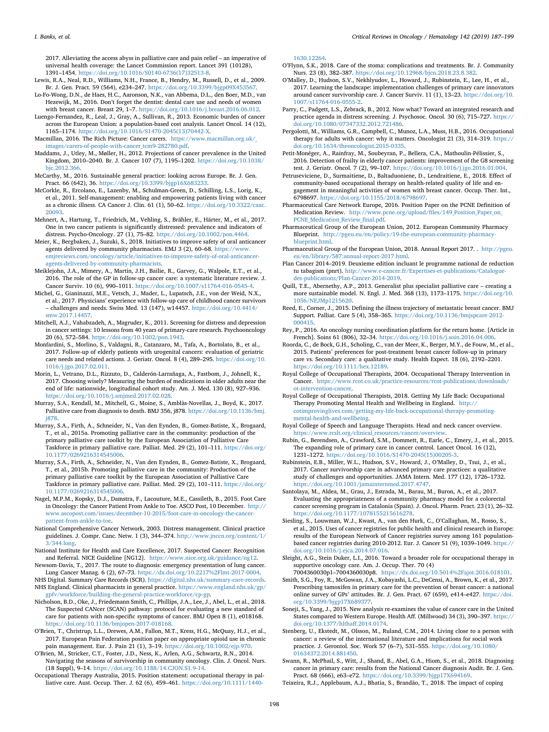2017. Alleviating the access abyss in palliative care and pain relief – an imperative of universal health coverage: the Lancet Commission report. Lancet 391 (10128), 1391–1454. [https://doi.org/10.1016/S0140-6736\(17\)32513-8.](https://doi.org/10.1016/S0140-6736(17)32513-8)

- <span id="page-11-11"></span>Lewis, R.A., Neal, R.D., Williams, N.H., France, B., Hendry, M., Russell, D., et al., 2009. Br. J. Gen. Pract. 59 (564), e234–247. [https://doi.org/10.3399/bjgp09X453567.](https://doi.org/10.3399/bjgp09X453567)
- <span id="page-11-44"></span>Lo-Fo-Wong, D.N., de Haes, H.C., Aaronson, N.K., van Abbema, D.L., den Boer, M.D., van Hezewijk, M., 2016. Don't forget the dentist: dental care use and needs of women with breast cancer. Breast 29, 1–7. <https://doi.org/10.1016/j.breast.2016.06.012>.
- <span id="page-11-4"></span>Luengo-Fernandez, R., Leal, J., Gray, A., Sullivan, R., 2013. Economic burden of cancer across the European Union: a population-based cost analysis. Lancet Oncol. 14 (12), 1165–1174. [https://doi.org/10.1016/S1470-2045\(13\)70442-X](https://doi.org/10.1016/S1470-2045(13)70442-X).
- <span id="page-11-41"></span>Macmillan, 2016. The Rich Picture: Cancer carers. [https://www.macmillan.org.uk/\\_](https://www.macmillan.org.uk/_images/carers-of-people-with-cancer_tcm9-282780.pdf) [images/carers-of-people-with-cancer\\_tcm9-282780.pdf.](https://www.macmillan.org.uk/_images/carers-of-people-with-cancer_tcm9-282780.pdf)
- <span id="page-11-6"></span>Maddams, J., Utley, M., Møller, H., 2012. Projections of cancer prevalence in the United Kingdom, 2010–2040. Br. J. Cancer 107 (7), 1195–1202. [https://doi.org/10.1038/](https://doi.org/10.1038/bjc.2012.366) [bjc.2012.366.](https://doi.org/10.1038/bjc.2012.366)
- <span id="page-11-8"></span>McCarthy, M., 2016. Sustainable general practice: looking across Europe. Br. J. Gen. Pract. 66 (642), 36. [https://doi.org/10.3399/bjgp16X683233.](https://doi.org/10.3399/bjgp16X683233)
- <span id="page-11-12"></span>McCorkle, R., Ercolano, E., Lazenby, M., Schulman-Green, D., Schilling, L.S., Lorig, K., et al., 2011. Self-management: enabling and empowering patients living with cancer as a chronic illness. CA Cancer J. Clin. 61 (1), 50–62. [https://doi.org/10.3322/caac.](https://doi.org/10.3322/caac.20093) [20093.](https://doi.org/10.3322/caac.20093)
- <span id="page-11-26"></span>Mehnert, A., Hartung, T., Friedrich, M., Vehling, S., Brähler, E., Härter, M., et al., 2017. One in two cancer patients is significantly distressed: prevalence and indicators of distress. Psycho-Oncology. 27 (1), 75–82. <https://doi.org/10.1002/pon.4464>.
- <span id="page-11-23"></span>Meier, K., Bergbaken, J., Suzuki, S., 2018. Initiatives to improve safety of oral anticancer agents delivered by community pharmacists. EMJ 3 (2), 60–68. [https://www.](https://www.emjreviews.com/oncology/article/initiatives-to-improve-safety-of-oral-anticancer-agents-delivered-by-community-pharmacists) [emjreviews.com/oncology/article/initiatives-to-improve-safety-of-oral-anticancer](https://www.emjreviews.com/oncology/article/initiatives-to-improve-safety-of-oral-anticancer-agents-delivered-by-community-pharmacists)[agents-delivered-by-community-pharmacists.](https://www.emjreviews.com/oncology/article/initiatives-to-improve-safety-of-oral-anticancer-agents-delivered-by-community-pharmacists)
- <span id="page-11-16"></span>Meiklejohn, J.A., Mimery, A., Martin, J.H., Bailie, R., Garvey, G., Walpole, E.T., et al., 2016. The role of the GP in follow-up cancer care: a systematic literature review. J. Cancer Surviv. 10 (6), 990–1011. <https://doi.org/10.1007/s11764-016-0545-4>.
- <span id="page-11-19"></span>Michel, G., Gianinazzi, M.E., Vetsch, J., Mader, L., Lupatsch, J.E., von der Weid, N.X., et al., 2017. Physicians' experience with follow-up care of childhood cancer survivors – challenges and needs. Swiss Med. 13 (147), w14457. [https://doi.org/10.4414/](https://doi.org/10.4414/smw.2017.14457) [smw.2017.14457](https://doi.org/10.4414/smw.2017.14457).
- <span id="page-11-28"></span>Mitchell, A.J., Vahabzadeh, A., Magruder, K., 2011. Screening for distress and depression in cancer settings: 10 lessons from 40 years of primary-care research. Psychooncology 20 (6), 572–584. <https://doi.org/10.1002/pon.1943>.
- <span id="page-11-42"></span>Monfardini, S., Morlino, S., Valdagni, R., Catanzaro, M., Tafa, A., Bortolato, B., et al., 2017. Follow-up of elderly patients with urogenital cancers: evaluation of geriatric care needs and related actions. J. Geriatr. Oncol. 8 (4), 289–295. [https://doi.org/10.](https://doi.org/10.1016/j.jgo.2017.02.011) [1016/j.jgo.2017.02.011](https://doi.org/10.1016/j.jgo.2017.02.011).
- <span id="page-11-38"></span>Morin, L., Vetrano, D.L., Rizzuto, D., Calderón-Larrañaga, A., Fastbom, J., Johnell, K., 2017. Choosing wisely? Measuring the burden of medications in older adults near the end of life: nationwide, longitudinal cohort study. Am. J. Med. 130 (8), 927–936. <https://doi.org/10.1016/j.amjmed.2017.02.028>.
- <span id="page-11-37"></span>Murray, S.A., Kendall, M., Mitchell, G., Moine, S., Amblàs-Novellas, J., Boyd, K., 2017. Palliative care from diagnosis to death. BMJ 356, j878. [https://doi.org/10.1136/bmj.](https://doi.org/10.1136/bmj.j878) [j878](https://doi.org/10.1136/bmj.j878).
- <span id="page-11-13"></span>Murray, S.A., Firth, A., Schneider, N., Van den Eynden, B., Gomez-Batiste, X., Brogaard, T., et al., 2015a. Promoting palliative care in the community: production of the primary palliative care toolkit by the European Association of Palliative Care Taskforce in primary palliative care. Palliat. Med. 29 (2), 101–111. [https://doi.org/](https://doi.org/10.1177/0269216314545006) [10.1177/0269216314545006](https://doi.org/10.1177/0269216314545006).
- <span id="page-11-36"></span>Murray, S.A., Firth, A., Schneider, N., Van den Eynden, B., Gomez-Batiste, X., Brogaard, T., et al., 2015b. Promoting palliative care in the community: Production of the primary palliative care toolkit by the European Association of Palliative Care Taskforce in primary palliative care. Palliat. Med. 29 (2), 101–111. [https://doi.org/](https://doi.org/10.1177/0269216314545006) [10.1177/0269216314545006](https://doi.org/10.1177/0269216314545006).
- <span id="page-11-47"></span>Nagel, M.P.M., Kopsky, D.J., Damstra, F., Lacouture, M.E., Cassileth, B., 2015. Foot Care in Oncology: the Cancer Patient From Ankle to Toe. ASCO Post, 10 December. [http://](http://www.ascopost.com/issues/december-10-2015/foot-care-in-oncology-the-cancer-patient-from-ankle-to-toe) [www.ascopost.com/issues/december-10-2015/foot-care-in-oncology-the-cancer](http://www.ascopost.com/issues/december-10-2015/foot-care-in-oncology-the-cancer-patient-from-ankle-to-toe)[patient-from-ankle-to-toe.](http://www.ascopost.com/issues/december-10-2015/foot-care-in-oncology-the-cancer-patient-from-ankle-to-toe)
- <span id="page-11-27"></span>National Comprehensive Cancer Network, 2003. Distress management. Clinical practice guidelines. J. Compr. Canc. Netw. 1 (3), 344–374. [http://www.jnccn.org/content/1/](http://www.jnccn.org/content/1/3/344.long) [3/344.long](http://www.jnccn.org/content/1/3/344.long).
- <span id="page-11-1"></span>National Institute for Health and Care Excellence, 2017. Suspected Cancer: Recognition and Referral. NICE Guideline [NG12]. [https://www.nice.org.uk/guidance/ng12.](https://www.nice.org.uk/guidance/ng12)
- <span id="page-11-2"></span>Newsom-Davis, T., 2017. The route to diagnosis: emergency presentation of lung cancer. Lung Cancer Manag. 6 (2), 67–73. [https://dx.doi.org/10.2217%2Flmt-2017-0004.](https://dx.doi.org/10.2217%2Flmt-2017-0004)
- <span id="page-11-49"></span><span id="page-11-25"></span>NHS Digital. Summary Care Records (SCR). [https://digital.nhs.uk/summary-care-records.](https://digital.nhs.uk/summary-care-records) NHS England. Clinical pharmacists in general practice. [https://www.england.nhs.uk/gp/](https://www.england.nhs.uk/gp/gpfv/workforce/building-the-general-practice-workforce/cp-gp) [gpfv/workforce/building-the-general-practice-workforce/cp-gp.](https://www.england.nhs.uk/gp/gpfv/workforce/building-the-general-practice-workforce/cp-gp)
- <span id="page-11-7"></span>Nicholson, B.D., Oke, J., Friedemann Smith, C., Phillips, J.A., Lee, J., Abel, L., et al., 2018. The Suspected CANcer (SCAN) pathway: protocol for evaluating a new standard of care for patients with non-specific symptoms of cancer. BMJ Open 8 (1), e018168. [https://doi.org/10.1136/bmjopen-2017-018168.](https://doi.org/10.1136/bmjopen-2017-018168)
- <span id="page-11-10"></span>O'Brien, T., Christrup, L.L., Drewes, A.M., Fallon, M.T., Kress, H.G., McQuay, H.J., et al., 2017. European Pain Federation position paper on appropriate opioid use in chronic pain management. Eur. J. Pain 21 (1), 3–19. [https://doi.org/10.1002/ejp.970.](https://doi.org/10.1002/ejp.970)
- <span id="page-11-50"></span>O'Brien, M., Stricker, C.T., Foster, J.D., Ness, K., Arlen, A.G., Schwartz, R.N., 2014. Navigating the seasons of survivorship in community oncology. Clin. J. Oncol. Nurs. (18 Suppl), 9–14. [https://doi.org/10.1188/14.CJON.S1.9-14.](https://doi.org/10.1188/14.CJON.S1.9-14)
- <span id="page-11-31"></span>Occupational Therapy Australia, 2015. Position statement: occupational therapy in palliative care. Aust. Occup. Ther. J. 62 (6), 459–461. [https://doi.org/10.1111/1440-](https://doi.org/10.1111/1440-1630.12264)

*I. Banks, et al. Critical Reviews in Oncology / Hematology 142 (2019) 187–199*

[1630.12264.](https://doi.org/10.1111/1440-1630.12264)

- <span id="page-11-45"></span>O'Flynn, S.K., 2018. Care of the stoma: complications and treatments. Br. J. Community Nurs. 23 (8), 382–387. <https://doi.org/10.12968/bjcn.2018.23.8.382>.
- <span id="page-11-3"></span>O'Malley, D., Hudson, S.V., Nekhlyudov, L., Howard, J., Rubinstein, E., Lee, H., et al., 2017. Learning the landscape: implementation challenges of primary care innovators around cancer survivorship care. J. Cancer Surviv. 11 (1), 13–23. [https://doi.org/10.](https://doi.org/10.1007/s11764-016-0555-2) [1007/s11764-016-0555-2](https://doi.org/10.1007/s11764-016-0555-2).
- <span id="page-11-29"></span>Parry, C., Padgett, L.S., Zebrack, B., 2012. Now what? Toward an integrated research and practice agenda in distress screening. J. Psychosoc. Oncol. 30 (6), 715–727. [https://](https://doi.org/10.1080/07347332.2012.721486) [doi.org/10.1080/07347332.2012.721486](https://doi.org/10.1080/07347332.2012.721486).
- <span id="page-11-30"></span>Pergolotti, M., Williams, G.R., Campbell, C., Munoz, L.A., Muss, H.B., 2016. Occupational therapy for adults with cancer: why it matters. Oncologist 21 (3), 314–319. [https://](https://doi.org/10.1634/theoncologist.2015-0335) [doi.org/10.1634/theoncologist.2015-0335.](https://doi.org/10.1634/theoncologist.2015-0335)
- <span id="page-11-43"></span>Petit-Monéger, A., Rainfray, M., Soubeyran, P., Bellera, C.A., Mathoulin-Pélissier, S., 2016. Detection of frailty in elderly cancer patients: improvement of the G8 screening test. J. Geriatr. Oncol. 7 (2), 99–107. [https://doi.org/10.1016/j.jgo.2016.01.004.](https://doi.org/10.1016/j.jgo.2016.01.004)
- <span id="page-11-32"></span>Petruseviciene, D., Surmaitiene, D., Baltaduoniene, D., Lendraitiene, E., 2018. Effect of community-based occupational therapy on health-related quality of life and engagement in meaningful activities of women with breast cancer. Occup. Ther. Int., 6798697. [https://doi.org/10.1155/2018/6798697.](https://doi.org/10.1155/2018/6798697)
- <span id="page-11-21"></span>Pharmaceutical Care Network Europe, 2016. Position Paper on the PCNE Definition of Medication Review. [http://www.pcne.org/upload/files/149\\_Position\\_Paper\\_on\\_](http://www.pcne.org/upload/files/149_Position_Paper_on_PCNE_Medication_Review_final.pdf) [PCNE\\_Medication\\_Review\\_final.pdf](http://www.pcne.org/upload/files/149_Position_Paper_on_PCNE_Medication_Review_final.pdf).
- <span id="page-11-20"></span>Pharmaceutical Group of the European Union, 2012. European Community Pharmacy Blueprint. [http://pgeu.eu/en/policy/19-the-european-community-pharmacy](http://pgeu.eu/en/policy/19-the-european-community-pharmacy-blueprint.html)[blueprint.html](http://pgeu.eu/en/policy/19-the-european-community-pharmacy-blueprint.html).
- <span id="page-11-22"></span>Pharmaceutical Group of the European Union, 2018. Annual Report 2017. . [http://pgeu.](http://pgeu.eu/en/library/587:annual-report-2017.html) [eu/en/library/587:annual-report-2017.html.](http://pgeu.eu/en/library/587:annual-report-2017.html)
- <span id="page-11-53"></span>Plan Cancer 2014–2019. Deuxieme edition incluant le programme national de reduction tu tabagism (pnrt). [http://www.e-cancer.fr/Expertises-et-publications/Catalogue](http://www.e-cancer.fr/Expertises-et-publications/Catalogue-des-publications/Plan-Cancer-2014-2019)[des-publications/Plan-Cancer-2014-2019](http://www.e-cancer.fr/Expertises-et-publications/Catalogue-des-publications/Plan-Cancer-2014-2019).
- <span id="page-11-35"></span>Quill, T.E., Abernethy, A.P., 2013. Generalist plus specialist palliative care – creating a more sustainable model. N. Engl. J. Med. 368 (13), 1173–1175. [https://doi.org/10.](https://doi.org/10.1056/NEJMp1215620) [1056/NEJMp1215620.](https://doi.org/10.1056/NEJMp1215620)
- <span id="page-11-15"></span>Reed, E., Corner, J., 2015. Defining the illness trajectory of metastatic breast cancer. BMJ Support. Palliat. Care 5 (4), 358–365. [https://doi.org/10.1136/bmjspcare-2012-](https://doi.org/10.1136/bmjspcare-2012-000415) [000415](https://doi.org/10.1136/bmjspcare-2012-000415).
- <span id="page-11-51"></span>Rey, P., 2016. An oncology nursing coordination platform for the return home. [Article in French]. Soins 61 (806), 32–34. <https://doi.org/10.1016/j.soin.2016.04.006>.
- <span id="page-11-18"></span>Roorda, C., de Bock, G.H., Scholing, C., van der Meer, K., Berger, M.Y., de Fouw, M., et al., 2015. Patients' preferences for post-treatment breast cancer follow-up in primary care vs. Secondary care: a qualitative study. Health Expect. 18 (6), 2192–2201. <https://doi.org/10.1111/hex.12189>.
- <span id="page-11-34"></span>Royal College of Occupational Therapists, 2004. Occupational Therapy Intervention in Cancer. [https://www.rcot.co.uk/practice-resources/rcot-publications/downloads/](https://www.rcot.co.uk/practice-resources/rcot-publications/downloads/ot-intervention-cancer) [ot-intervention-cancer](https://www.rcot.co.uk/practice-resources/rcot-publications/downloads/ot-intervention-cancer).
- <span id="page-11-52"></span>Royal College of Occupational Therapists, 2018. Getting My Life Back: Occupational Therapy Promoting Mental Health and Wellbeing in England. [http://](http://cotimprovinglives.com/getting-my-life-back-occupational-therapy-promoting-mental-health-and-wellbeing) [cotimprovinglives.com/getting-my-life-back-occupational-therapy-promoting](http://cotimprovinglives.com/getting-my-life-back-occupational-therapy-promoting-mental-health-and-wellbeing)[mental-health-and-wellbeing.](http://cotimprovinglives.com/getting-my-life-back-occupational-therapy-promoting-mental-health-and-wellbeing)
- <span id="page-11-46"></span>Royal College of Speech and Language Therapists. Head and neck cancer overview. [https://www.rcslt.org/clinical\\_resources/cancer/overview](https://www.rcslt.org/clinical_resources/cancer/overview).
- <span id="page-11-0"></span>Rubin, G., Berendsen, A., Crawford, S.M., Dommett, R., Earle, C., Emery, J., et al., 2015. The expanding role of primary care in cancer control. Lancet Oncol. 16 (12), 1231–1272. [https://doi.org/10.1016/S1470-2045\(15\)00205-3.](https://doi.org/10.1016/S1470-2045(15)00205-3)
- <span id="page-11-17"></span>Rubinstein, E.B., Miller, W.L., Hudson, S.V., Howard, J., O'Malley, D., Tsui, J., et al., 2017. Cancer survivorship care in advanced primary care practices: a qualitative study of challenges and opportunities. JAMA Intern. Med. 177 (12), 1726–1732. [https://doi.org/10.1001/jamainternmed.2017.4747.](https://doi.org/10.1001/jamainternmed.2017.4747)
- <span id="page-11-24"></span>Santolaya, M., Aldea, M., Grau, J., Estrada, M., Barau, M., Buron, A., et al., 2017. Evaluating the appropriateness of a community pharmacy model for a colorectal cancer screening program in Catalonia (Spain). J. Oncol. Pharm. Pract. 23 (1), 26–32. [https://doi.org/10.1177/1078155215616278.](https://doi.org/10.1177/1078155215616278)
- <span id="page-11-14"></span>Siesling, S., Louwman, W.J., Kwast, A., van den Hurk, C., O'Callaghan, M., Rosso, S., et al., 2015. Uses of cancer registries for public health and clinical research in Europe: results of the European Network of Cancer registries survey among 161 populationbased cancer registries during 2010-2012. Eur. J. Cancer 51 (9), 1039–1049. [https://](https://doi.org/10.1016/j.ejca.2014.07.016) [doi.org/10.1016/j.ejca.2014.07.016.](https://doi.org/10.1016/j.ejca.2014.07.016)
- <span id="page-11-33"></span>Sleight, A.G., Stein Duker, L.I., 2016. Toward a broader role for occupational therapy in supportive oncology care. Am. J. Occup. Ther. 70 (4)
- <span id="page-11-9"></span>7004360030p1–7004360030p8. [https://dx.doi.org/10.5014%2Fajot.2016.018101.](https://dx.doi.org/10.5014%2Fajot.2016.018101) Smith, S.G., Foy, R., McGowan, J.A., Kobayashi, L.C., DeCensi, A., Brown, K., et al., 2017.
- Prescribing tamoxifen in primary care for the prevention of breast cancer: a national online survey of GPs' attitudes. Br. J. Gen. Pract. 67 (659), e414–e427. [https://doi.](https://doi.org/10.3399/bjgp17X689377) [org/10.3399/bjgp17X689377.](https://doi.org/10.3399/bjgp17X689377)
- <span id="page-11-5"></span>Soneji, S., Yang, J., 2015. New analysis re-examines the value of cancer care in the United States compared to Western Europe. Health Aff. (Millwood) 34 (3), 390–397. [https://](https://doi.org/10.1377/hlthaff.2014.0174) [doi.org/10.1377/hlthaff.2014.0174](https://doi.org/10.1377/hlthaff.2014.0174).
- <span id="page-11-40"></span>Stenberg, U., Ekstedt, M., Olsson, M., Ruland, C.M., 2014. Living close to a person with cancer: a review of the international literature and implications for social work practice. J. Gerontol. Soc. Work 57 (6–7), 531–555. [https://doi.org/10.1080/](https://doi.org/10.1080/01634372.2014.881450) [01634372.2014.881450.](https://doi.org/10.1080/01634372.2014.881450)
- <span id="page-11-48"></span>Swann, R., McPhail, S., Witt, J., Shand, B., Abel, G.A., Hiom, S., et al., 2018. Diagnosing cancer in primary care: results from the National Cancer diagnosis Audit. Br. J. Gen. Pract. 68 (666), e63–e72. <https://doi.org/10.3399/bjgp17X694169>.
- <span id="page-11-39"></span>Teixeira, R.J., Applebaum, A.J., Bhatia, S., Brandão, T., 2018. The impact of coping